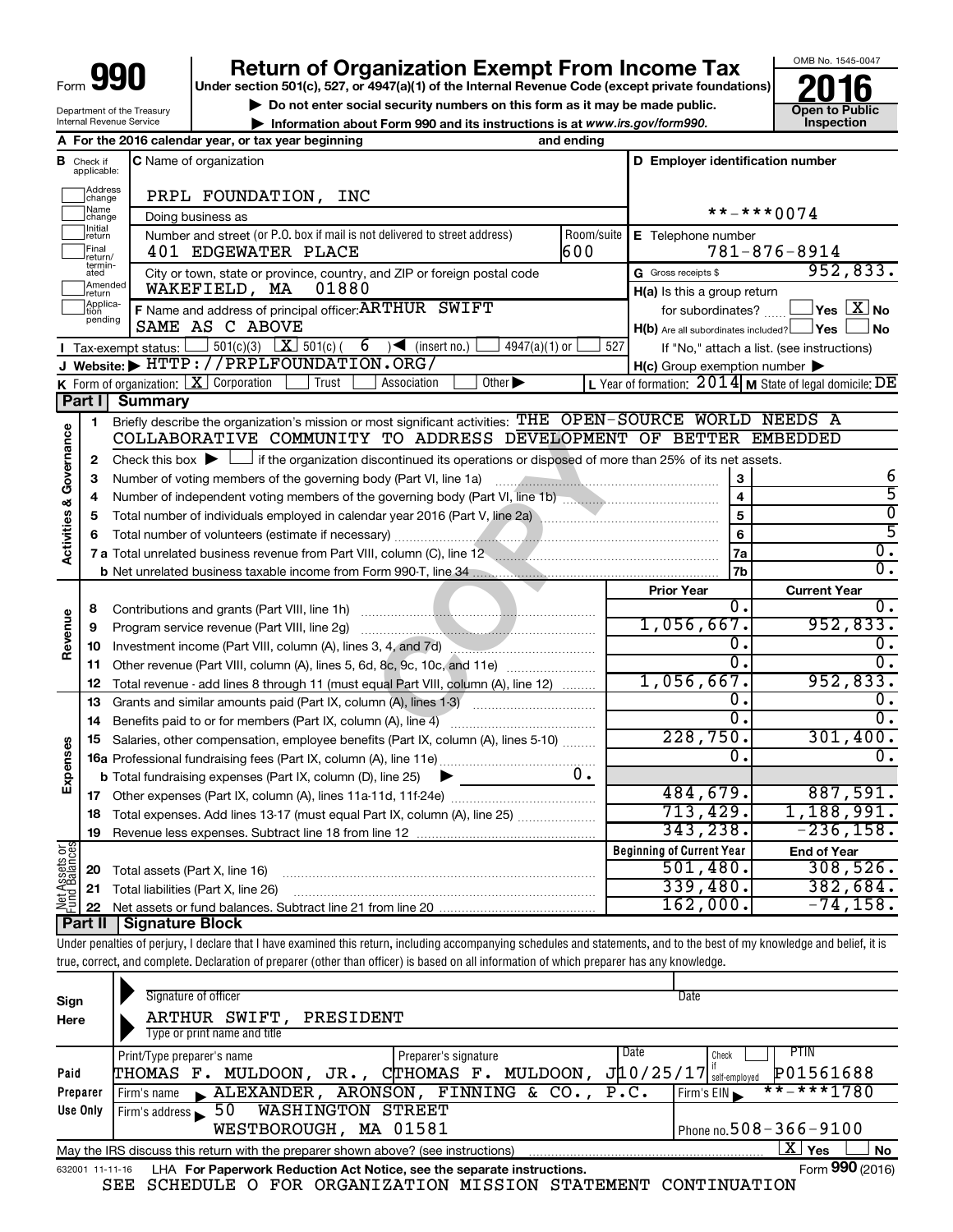Form **990**

# Return of Organization Exempt From Income Tax

Under section 501(c), 527, or 4947(a)(1) of the Internal Revenue Code (except private foundations)

▶ Do not enter social security numbers on this form as it may be made public.

▶ Information about Form 990 and its instructions is at www.irs.gov/form990.

Department of the Treasury
Internal Revenue Service

OMB No. 1545-0047

**2016**

**Open to Public Inspection**

**A** For the 2016 calendar year, or tax year beginning and ending

**B** Check if applicable: Address change / Name change / Initial return / Final return/terminated / Amended return / Application pending

**C** Name of organization: PRPL FOUNDATION, INC

Doing business as

Number and street (or P.O. box if mail is not delivered to street address): 401 EDGEWATER PLACE — Room/suite: 600

City or town, state or province, country, and ZIP or foreign postal code: WAKEFIELD, MA 01880

**D** Employer identification number: **-***0074

**E** Telephone number: 781-876-8914

**G** Gross receipts $ 952,833.

**F** Name and address of principal officer: ARTHUR SWIFT, SAME AS C ABOVE

**H(a)** Is this a group return for subordinates? ☐ Yes ☒ No

**H(b)** Are all subordinates included? ☐ Yes ☐ No — If "No," attach a list. (see instructions)

**H(c)** Group exemption number ▶

**I** Tax-exempt status: ☐ 501(c)(3) ☒ 501(c) ( 6 ) ◀ (insert no.) ☐ 4947(a)(1) or ☐ 527

**J** Website: ▶ HTTP://PRPLFOUNDATION.ORG/

**K** Form of organization: ☒ Corporation ☐ Trust ☐ Association ☐ Other ▶

**L** Year of formation: 2014 **M** State of legal domicile: DE

## Part I Summary

**Activities & Governance**

1. Briefly describe the organization's mission or most significant activities: THE OPEN-SOURCE WORLD NEEDS A COLLABORATIVE COMMUNITY TO ADDRESS DEVELOPMENT OF BETTER EMBEDDED
2. Check this box ▶ ☐ if the organization discontinued its operations or disposed of more than 25% of its net assets.

| | | | |
|---|---|---|---|
| 3 | Number of voting members of the governing body (Part VI, line 1a) | 3 | 6 |
| 4 | Number of independent voting members of the governing body (Part VI, line 1b) | 4 | 5 |
| 5 | Total number of individuals employed in calendar year 2016 (Part V, line 2a) | 5 | 0 |
| 6 | Total number of volunteers (estimate if necessary) | 6 | 5 |
| 7a | Total unrelated business revenue from Part VIII, column (C), line 12 | 7a | 0. |
| b | Net unrelated business taxable income from Form 990-T, line 34 | 7b | 0. |

| | | | Prior Year | Current Year |
|---|---|---|---|---|
| **Revenue** | 8 | Contributions and grants (Part VIII, line 1h) | 0. | 0. |
| | 9 | Program service revenue (Part VIII, line 2g) | 1,056,667. | 952,833. |
| | 10 | Investment income (Part VIII, column (A), lines 3, 4, and 7d) | 0. | 0. |
| | 11 | Other revenue (Part VIII, column (A), lines 5, 6d, 8c, 9c, 10c, and 11e) | 0. | 0. |
| | 12 | Total revenue - add lines 8 through 11 (must equal Part VIII, column (A), line 12) | 1,056,667. | 952,833. |
| **Expenses** | 13 | Grants and similar amounts paid (Part IX, column (A), lines 1-3) | 0. | 0. |
| | 14 | Benefits paid to or for members (Part IX, column (A), line 4) | 0. | 0. |
| | 15 | Salaries, other compensation, employee benefits (Part IX, column (A), lines 5-10) | 228,750. | 301,400. |
| | 16a | Professional fundraising fees (Part IX, column (A), line 11e) | 0. | 0. |
| | b | Total fundraising expenses (Part IX, column (D), line 25) ▶ 0. | | |
| | 17 | Other expenses (Part IX, column (A), lines 11a-11d, 11f-24e) | 484,679. | 887,591. |
| | 18 | Total expenses. Add lines 13-17 (must equal Part IX, column (A), line 25) | 713,429. | 1,188,991. |
| | 19 | Revenue less expenses. Subtract line 18 from line 12 | 343,238. | -236,158. |
| | | | **Beginning of Current Year** | **End of Year** |
| **Net Assets or Fund Balances** | 20 | Total assets (Part X, line 16) | 501,480. | 308,526. |
| | 21 | Total liabilities (Part X, line 26) | 339,480. | 382,684. |
| | 22 | Net assets or fund balances. Subtract line 21 from line 20 | 162,000. | -74,158. |

## Part II Signature Block

Under penalties of perjury, I declare that I have examined this return, including accompanying schedules and statements, and to the best of my knowledge and belief, it is true, correct, and complete. Declaration of preparer (other than officer) is based on all information of which preparer has any knowledge.

**Sign Here**

Signature of officer — Date

ARTHUR SWIFT, PRESIDENT
Type or print name and title

**Paid Preparer Use Only**

| Print/Type preparer's name | Preparer's signature | Date | Check if self-employed | PTIN |
|---|---|---|---|---|
| THOMAS F. MULDOON, JR., C | THOMAS F. MULDOON, J | 10/25/17 | | P01561688 |

Firm's name ▶ ALEXANDER, ARONSON, FINNING & CO., P.C. — Firm's EIN ▶ **-***1780

Firm's address ▶ 50 WASHINGTON STREET, WESTBOROUGH, MA 01581 — Phone no. 508-366-9100

May the IRS discuss this return with the preparer shown above? (see instructions) ☒ Yes ☐ No

632001 11-11-16 LHA For Paperwork Reduction Act Notice, see the separate instructions. Form **990** (2016)

SEE SCHEDULE O FOR ORGANIZATION MISSION STATEMENT CONTINUATION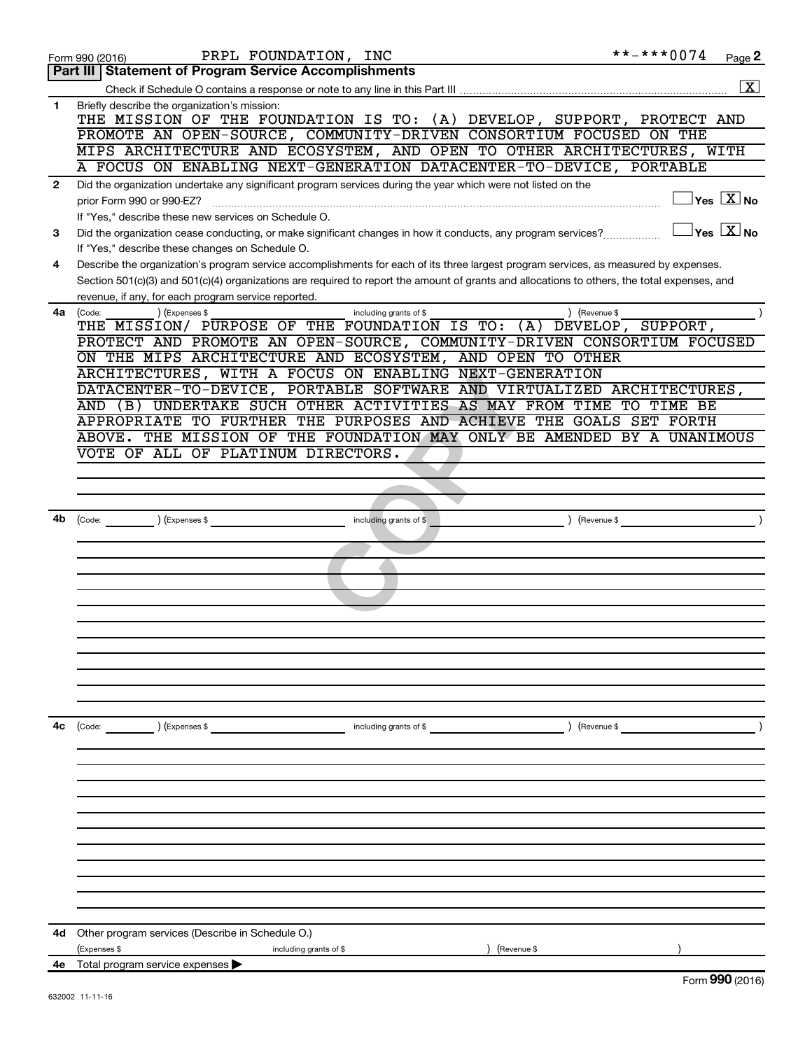Form 990 (2016) PRPL FOUNDATION, INC **-***0074 Page 2

## Part III Statement of Program Service Accomplishments

Check if Schedule O contains a response or note to any line in this Part III .......... [X]

**1** Briefly describe the organization's mission:

THE MISSION OF THE FOUNDATION IS TO: (A) DEVELOP, SUPPORT, PROTECT AND PROMOTE AN OPEN-SOURCE, COMMUNITY-DRIVEN CONSORTIUM FOCUSED ON THE MIPS ARCHITECTURE AND ECOSYSTEM, AND OPEN TO OTHER ARCHITECTURES, WITH A FOCUS ON ENABLING NEXT-GENERATION DATACENTER-TO-DEVICE, PORTABLE

**2** Did the organization undertake any significant program services during the year which were not listed on the prior Form 990 or 990-EZ? .......... [ ] Yes [X] No

If "Yes," describe these new services on Schedule O.

**3** Did the organization cease conducting, or make significant changes in how it conducts, any program services? .......... [ ] Yes [X] No

If "Yes," describe these changes on Schedule O.

**4** Describe the organization's program service accomplishments for each of its three largest program services, as measured by expenses. Section 501(c)(3) and 501(c)(4) organizations are required to report the amount of grants and allocations to others, the total expenses, and revenue, if any, for each program service reported.

**4a** (Code: ) (Expenses $ including grants of $ ) (Revenue $ )

THE MISSION/ PURPOSE OF THE FOUNDATION IS TO: (A) DEVELOP, SUPPORT, PROTECT AND PROMOTE AN OPEN-SOURCE, COMMUNITY-DRIVEN CONSORTIUM FOCUSED ON THE MIPS ARCHITECTURE AND ECOSYSTEM, AND OPEN TO OTHER ARCHITECTURES, WITH A FOCUS ON ENABLING NEXT-GENERATION DATACENTER-TO-DEVICE, PORTABLE SOFTWARE AND VIRTUALIZED ARCHITECTURES, AND (B) UNDERTAKE SUCH OTHER ACTIVITIES AS MAY FROM TIME TO TIME BE APPROPRIATE TO FURTHER THE PURPOSES AND ACHIEVE THE GOALS SET FORTH ABOVE. THE MISSION OF THE FOUNDATION MAY ONLY BE AMENDED BY A UNANIMOUS VOTE OF ALL OF PLATINUM DIRECTORS.

**4b** (Code: ) (Expenses $ including grants of $ ) (Revenue $ )

**4c** (Code: ) (Expenses $ including grants of $ ) (Revenue $ )

**4d** Other program services (Describe in Schedule O.)

(Expenses $ including grants of $ ) (Revenue $ )

**4e** Total program service expenses ▶

Form **990** (2016)

632002 11-11-16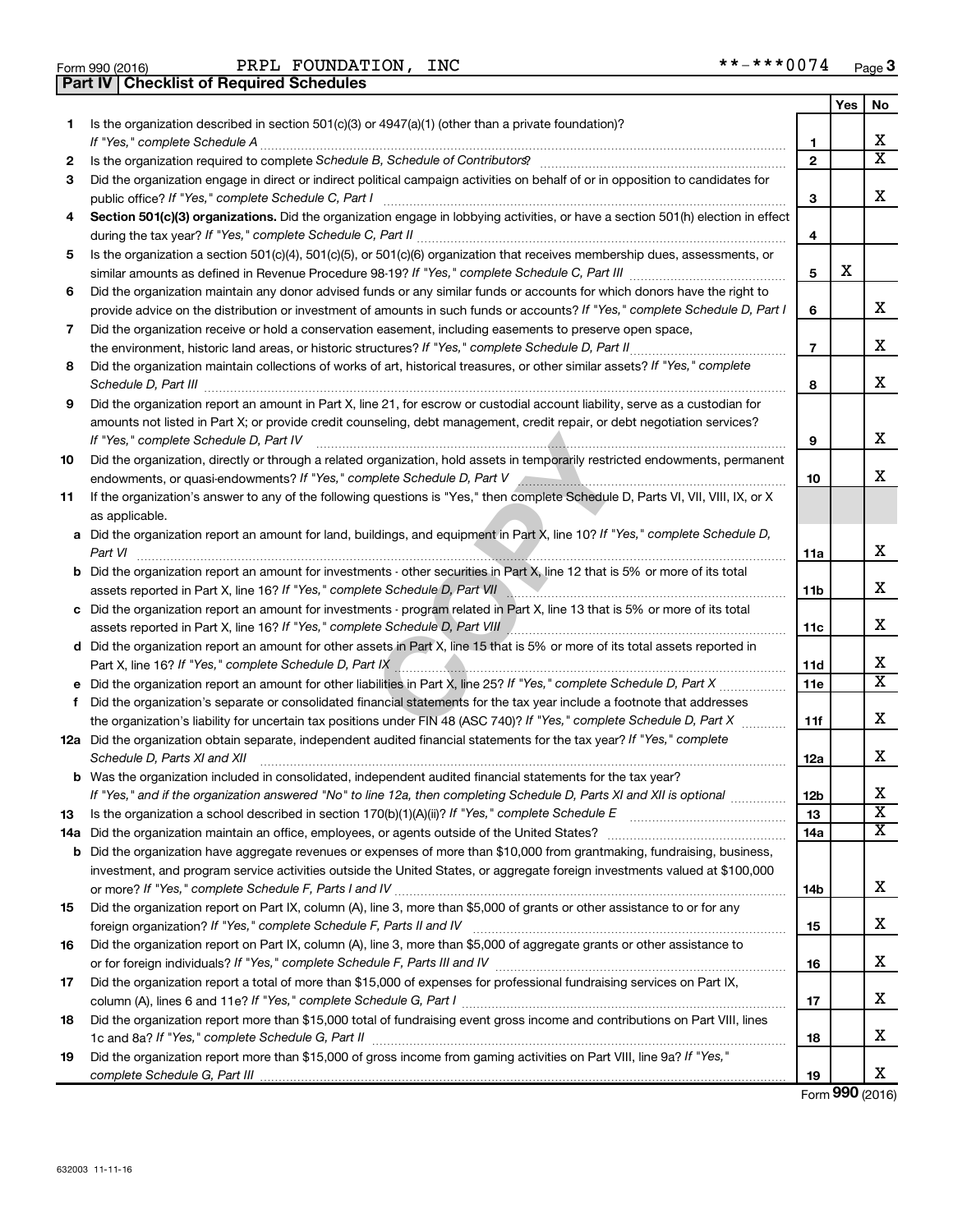Form 990 (2016) PRPL FOUNDATION, INC **-***0074

## Part IV Checklist of Required Schedules

| | | | Yes | No |
|---|---|---|---|---|
| 1 | Is the organization described in section 501(c)(3) or 4947(a)(1) (other than a private foundation)? *If "Yes," complete Schedule A* | 1 | | X |
| 2 | Is the organization required to complete *Schedule B, Schedule of Contributors*? | 2 | | X |
| 3 | Did the organization engage in direct or indirect political campaign activities on behalf of or in opposition to candidates for public office? *If "Yes," complete Schedule C, Part I* | 3 | | X |
| 4 | **Section 501(c)(3) organizations.** Did the organization engage in lobbying activities, or have a section 501(h) election in effect during the tax year? *If "Yes," complete Schedule C, Part II* | 4 | | |
| 5 | Is the organization a section 501(c)(4), 501(c)(5), or 501(c)(6) organization that receives membership dues, assessments, or similar amounts as defined in Revenue Procedure 98-19? *If "Yes," complete Schedule C, Part III* | 5 | X | |
| 6 | Did the organization maintain any donor advised funds or any similar funds or accounts for which donors have the right to provide advice on the distribution or investment of amounts in such funds or accounts? *If "Yes," complete Schedule D, Part I* | 6 | | X |
| 7 | Did the organization receive or hold a conservation easement, including easements to preserve open space, the environment, historic land areas, or historic structures? *If "Yes," complete Schedule D, Part II* | 7 | | X |
| 8 | Did the organization maintain collections of works of art, historical treasures, or other similar assets? *If "Yes," complete Schedule D, Part III* | 8 | | X |
| 9 | Did the organization report an amount in Part X, line 21, for escrow or custodial account liability, serve as a custodian for amounts not listed in Part X; or provide credit counseling, debt management, credit repair, or debt negotiation services? *If "Yes," complete Schedule D, Part IV* | 9 | | X |
| 10 | Did the organization, directly or through a related organization, hold assets in temporarily restricted endowments, permanent endowments, or quasi-endowments? *If "Yes," complete Schedule D, Part V* | 10 | | X |
| 11 | If the organization's answer to any of the following questions is "Yes," then complete Schedule D, Parts VI, VII, VIII, IX, or X as applicable. | | | |
| a | Did the organization report an amount for land, buildings, and equipment in Part X, line 10? *If "Yes," complete Schedule D, Part VI* | 11a | | X |
| b | Did the organization report an amount for investments - other securities in Part X, line 12 that is 5% or more of its total assets reported in Part X, line 16? *If "Yes," complete Schedule D, Part VII* | 11b | | X |
| c | Did the organization report an amount for investments - program related in Part X, line 13 that is 5% or more of its total assets reported in Part X, line 16? *If "Yes," complete Schedule D, Part VIII* | 11c | | X |
| d | Did the organization report an amount for other assets in Part X, line 15 that is 5% or more of its total assets reported in Part X, line 16? *If "Yes," complete Schedule D, Part IX* | 11d | | X |
| e | Did the organization report an amount for other liabilities in Part X, line 25? *If "Yes," complete Schedule D, Part X* | 11e | | X |
| f | Did the organization's separate or consolidated financial statements for the tax year include a footnote that addresses the organization's liability for uncertain tax positions under FIN 48 (ASC 740)? *If "Yes," complete Schedule D, Part X* | 11f | | X |
| 12a | Did the organization obtain separate, independent audited financial statements for the tax year? *If "Yes," complete Schedule D, Parts XI and XII* | 12a | | X |
| b | Was the organization included in consolidated, independent audited financial statements for the tax year? *If "Yes," and if the organization answered "No" to line 12a, then completing Schedule D, Parts XI and XII is optional* | 12b | | X |
| 13 | Is the organization a school described in section 170(b)(1)(A)(ii)? *If "Yes," complete Schedule E* | 13 | | X |
| 14a | Did the organization maintain an office, employees, or agents outside of the United States? | 14a | | X |
| b | Did the organization have aggregate revenues or expenses of more than $10,000 from grantmaking, fundraising, business, investment, and program service activities outside the United States, or aggregate foreign investments valued at $100,000 or more? *If "Yes," complete Schedule F, Parts I and IV* | 14b | | X |
| 15 | Did the organization report on Part IX, column (A), line 3, more than $5,000 of grants or other assistance to or for any foreign organization? *If "Yes," complete Schedule F, Parts II and IV* | 15 | | X |
| 16 | Did the organization report on Part IX, column (A), line 3, more than $5,000 of aggregate grants or other assistance to or for foreign individuals? *If "Yes," complete Schedule F, Parts III and IV* | 16 | | X |
| 17 | Did the organization report a total of more than $15,000 of expenses for professional fundraising services on Part IX, column (A), lines 6 and 11e? *If "Yes," complete Schedule G, Part I* | 17 | | X |
| 18 | Did the organization report more than $15,000 total of fundraising event gross income and contributions on Part VIII, lines 1c and 8a? *If "Yes," complete Schedule G, Part II* | 18 | | X |
| 19 | Did the organization report more than $15,000 of gross income from gaming activities on Part VIII, line 9a? *If "Yes," complete Schedule G, Part III* | 19 | | X |

Form **990** (2016)

632003 11-11-16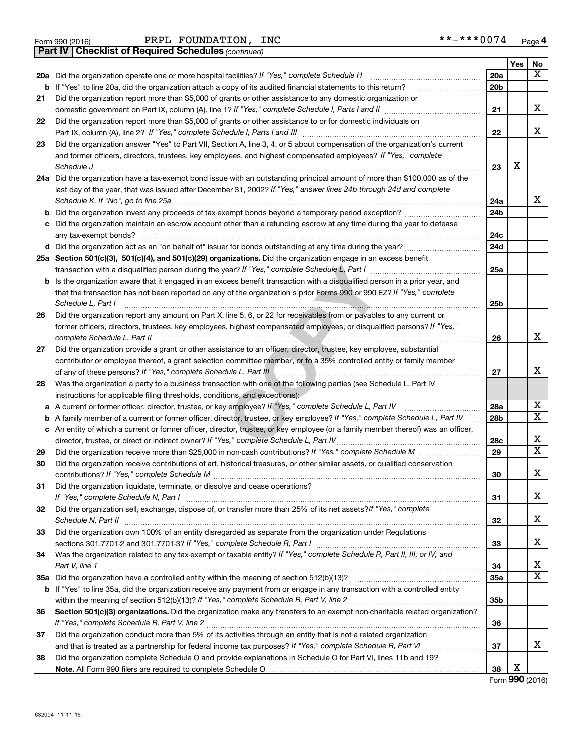Form 990 (2016) PRPL FOUNDATION, INC **-***0074 Page 4

**Part IV | Checklist of Required Schedules** *(continued)*

| | | | Yes | No |
|---|---|---|---|---|
| **20a** | Did the organization operate one or more hospital facilities? *If "Yes," complete Schedule H* | **20a** | | X |
| **b** | If "Yes" to line 20a, did the organization attach a copy of its audited financial statements to this return? | **20b** | | |
| **21** | Did the organization report more than $5,000 of grants or other assistance to any domestic organization or domestic government on Part IX, column (A), line 1? *If "Yes," complete Schedule I, Parts I and II* | **21** | | X |
| **22** | Did the organization report more than $5,000 of grants or other assistance to or for domestic individuals on Part IX, column (A), line 2? *If "Yes," complete Schedule I, Parts I and III* | **22** | | X |
| **23** | Did the organization answer "Yes" to Part VII, Section A, line 3, 4, or 5 about compensation of the organization's current and former officers, directors, trustees, key employees, and highest compensated employees? *If "Yes," complete Schedule J* | **23** | X | |
| **24a** | Did the organization have a tax-exempt bond issue with an outstanding principal amount of more than $100,000 as of the last day of the year, that was issued after December 31, 2002? *If "Yes," answer lines 24b through 24d and complete Schedule K. If "No", go to line 25a* | **24a** | | X |
| **b** | Did the organization invest any proceeds of tax-exempt bonds beyond a temporary period exception? | **24b** | | |
| **c** | Did the organization maintain an escrow account other than a refunding escrow at any time during the year to defease any tax-exempt bonds? | **24c** | | |
| **d** | Did the organization act as an "on behalf of" issuer for bonds outstanding at any time during the year? | **24d** | | |
| **25a** | **Section 501(c)(3), 501(c)(4), and 501(c)(29) organizations.** Did the organization engage in an excess benefit transaction with a disqualified person during the year? *If "Yes," complete Schedule L, Part I* | **25a** | | |
| **b** | Is the organization aware that it engaged in an excess benefit transaction with a disqualified person in a prior year, and that the transaction has not been reported on any of the organization's prior Forms 990 or 990-EZ? *If "Yes," complete Schedule L, Part I* | **25b** | | |
| **26** | Did the organization report any amount on Part X, line 5, 6, or 22 for receivables from or payables to any current or former officers, directors, trustees, key employees, highest compensated employees, or disqualified persons? *If "Yes," complete Schedule L, Part II* | **26** | | X |
| **27** | Did the organization provide a grant or other assistance to an officer, director, trustee, key employee, substantial contributor or employee thereof, a grant selection committee member, or to a 35% controlled entity or family member of any of these persons? *If "Yes," complete Schedule L, Part III* | **27** | | X |
| **28** | Was the organization a party to a business transaction with one of the following parties (see Schedule L, Part IV instructions for applicable filing thresholds, conditions, and exceptions): | | | |
| **a** | A current or former officer, director, trustee, or key employee? *If "Yes," complete Schedule L, Part IV* | **28a** | | X |
| **b** | A family member of a current or former officer, director, trustee, or key employee? *If "Yes," complete Schedule L, Part IV* | **28b** | | X |
| **c** | An entity of which a current or former officer, director, trustee, or key employee (or a family member thereof) was an officer, director, trustee, or direct or indirect owner? *If "Yes," complete Schedule L, Part IV* | **28c** | | X |
| **29** | Did the organization receive more than $25,000 in non-cash contributions? *If "Yes," complete Schedule M* | **29** | | X |
| **30** | Did the organization receive contributions of art, historical treasures, or other similar assets, or qualified conservation contributions? *If "Yes," complete Schedule M* | **30** | | X |
| **31** | Did the organization liquidate, terminate, or dissolve and cease operations? *If "Yes," complete Schedule N, Part I* | **31** | | X |
| **32** | Did the organization sell, exchange, dispose of, or transfer more than 25% of its net assets? *If "Yes," complete Schedule N, Part II* | **32** | | X |
| **33** | Did the organization own 100% of an entity disregarded as separate from the organization under Regulations sections 301.7701-2 and 301.7701-3? *If "Yes," complete Schedule R, Part I* | **33** | | X |
| **34** | Was the organization related to any tax-exempt or taxable entity? *If "Yes," complete Schedule R, Part II, III, or IV, and Part V, line 1* | **34** | | X |
| **35a** | Did the organization have a controlled entity within the meaning of section 512(b)(13)? | **35a** | | X |
| **b** | If "Yes" to line 35a, did the organization receive any payment from or engage in any transaction with a controlled entity within the meaning of section 512(b)(13)? *If "Yes," complete Schedule R, Part V, line 2* | **35b** | | |
| **36** | **Section 501(c)(3) organizations.** Did the organization make any transfers to an exempt non-charitable related organization? *If "Yes," complete Schedule R, Part V, line 2* | **36** | | |
| **37** | Did the organization conduct more than 5% of its activities through an entity that is not a related organization and that is treated as a partnership for federal income tax purposes? *If "Yes," complete Schedule R, Part VI* | **37** | | X |
| **38** | Did the organization complete Schedule O and provide explanations in Schedule O for Part VI, lines 11b and 19? **Note.** All Form 990 filers are required to complete Schedule O | **38** | X | |

Form **990** (2016)

632004 11-11-16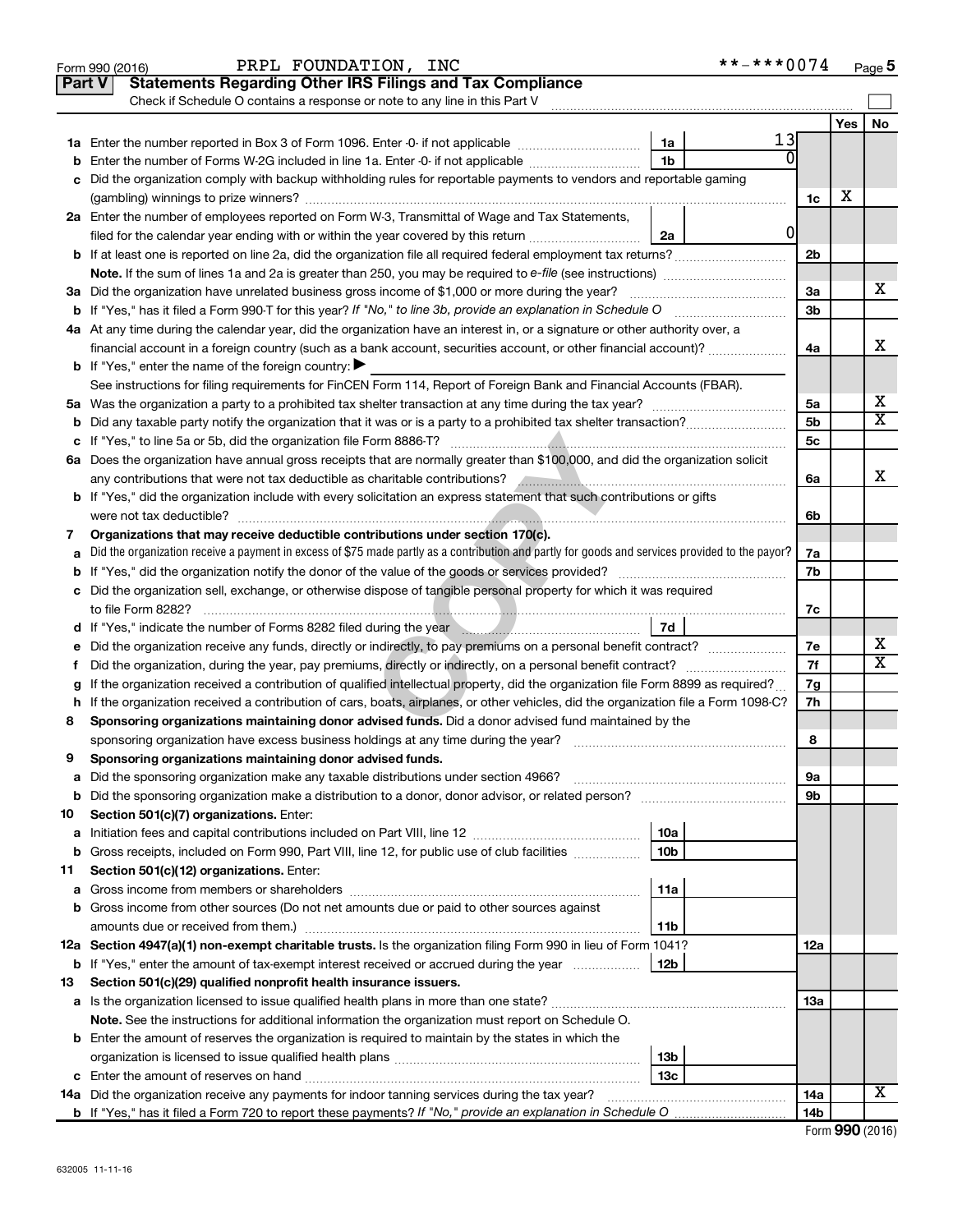Form 990 (2016) PRPL FOUNDATION, INC **-***0074 Page 5

## Part V Statements Regarding Other IRS Filings and Tax Compliance

Check if Schedule O contains a response or note to any line in this Part V

| | | | | | Yes | No |
|---|---|---|---|---|---|---|
| **1a** | Enter the number reported in Box 3 of Form 1096. Enter -0- if not applicable | 1a | 13 | | | |
| **b** | Enter the number of Forms W-2G included in line 1a. Enter -0- if not applicable | 1b | 0 | | | |
| **c** | Did the organization comply with backup withholding rules for reportable payments to vendors and reportable gaming (gambling) winnings to prize winners? | | | 1c | X | |
| **2a** | Enter the number of employees reported on Form W-3, Transmittal of Wage and Tax Statements, filed for the calendar year ending with or within the year covered by this return | 2a | 0 | | | |
| **b** | If at least one is reported on line 2a, did the organization file all required federal employment tax returns? | | | 2b | | |
| | **Note.** If the sum of lines 1a and 2a is greater than 250, you may be required to *e-file* (see instructions) | | | | | |
| **3a** | Did the organization have unrelated business gross income of $1,000 or more during the year? | | | 3a | | X |
| **b** | If "Yes," has it filed a Form 990-T for this year? *If "No," to line 3b, provide an explanation in Schedule O* | | | 3b | | |
| **4a** | At any time during the calendar year, did the organization have an interest in, or a signature or other authority over, a financial account in a foreign country (such as a bank account, securities account, or other financial account)? | | | 4a | | X |
| **b** | If "Yes," enter the name of the foreign country: ▶ | | | | | |
| | See instructions for filing requirements for FinCEN Form 114, Report of Foreign Bank and Financial Accounts (FBAR). | | | | | |
| **5a** | Was the organization a party to a prohibited tax shelter transaction at any time during the tax year? | | | 5a | | X |
| **b** | Did any taxable party notify the organization that it was or is a party to a prohibited tax shelter transaction? | | | 5b | | X |
| **c** | If "Yes," to line 5a or 5b, did the organization file Form 8886-T? | | | 5c | | |
| **6a** | Does the organization have annual gross receipts that are normally greater than $100,000, and did the organization solicit any contributions that were not tax deductible as charitable contributions? | | | 6a | | X |
| **b** | If "Yes," did the organization include with every solicitation an express statement that such contributions or gifts were not tax deductible? | | | 6b | | |
| **7** | **Organizations that may receive deductible contributions under section 170(c).** | | | | | |
| **a** | Did the organization receive a payment in excess of $75 made partly as a contribution and partly for goods and services provided to the payor? | | | 7a | | |
| **b** | If "Yes," did the organization notify the donor of the value of the goods or services provided? | | | 7b | | |
| **c** | Did the organization sell, exchange, or otherwise dispose of tangible personal property for which it was required to file Form 8282? | | | 7c | | |
| **d** | If "Yes," indicate the number of Forms 8282 filed during the year | 7d | | | | |
| **e** | Did the organization receive any funds, directly or indirectly, to pay premiums on a personal benefit contract? | | | 7e | | X |
| **f** | Did the organization, during the year, pay premiums, directly or indirectly, on a personal benefit contract? | | | 7f | | X |
| **g** | If the organization received a contribution of qualified intellectual property, did the organization file Form 8899 as required? | | | 7g | | |
| **h** | If the organization received a contribution of cars, boats, airplanes, or other vehicles, did the organization file a Form 1098-C? | | | 7h | | |
| **8** | **Sponsoring organizations maintaining donor advised funds.** Did a donor advised fund maintained by the sponsoring organization have excess business holdings at any time during the year? | | | 8 | | |
| **9** | **Sponsoring organizations maintaining donor advised funds.** | | | | | |
| **a** | Did the sponsoring organization make any taxable distributions under section 4966? | | | 9a | | |
| **b** | Did the sponsoring organization make a distribution to a donor, donor advisor, or related person? | | | 9b | | |
| **10** | **Section 501(c)(7) organizations.** Enter: | | | | | |
| **a** | Initiation fees and capital contributions included on Part VIII, line 12 | 10a | | | | |
| **b** | Gross receipts, included on Form 990, Part VIII, line 12, for public use of club facilities | 10b | | | | |
| **11** | **Section 501(c)(12) organizations.** Enter: | | | | | |
| **a** | Gross income from members or shareholders | 11a | | | | |
| **b** | Gross income from other sources (Do not net amounts due or paid to other sources against amounts due or received from them.) | 11b | | | | |
| **12a** | **Section 4947(a)(1) non-exempt charitable trusts.** Is the organization filing Form 990 in lieu of Form 1041? | | | 12a | | |
| **b** | If "Yes," enter the amount of tax-exempt interest received or accrued during the year | 12b | | | | |
| **13** | **Section 501(c)(29) qualified nonprofit health insurance issuers.** | | | | | |
| **a** | Is the organization licensed to issue qualified health plans in more than one state? | | | 13a | | |
| | **Note.** See the instructions for additional information the organization must report on Schedule O. | | | | | |
| **b** | Enter the amount of reserves the organization is required to maintain by the states in which the organization is licensed to issue qualified health plans | 13b | | | | |
| **c** | Enter the amount of reserves on hand | 13c | | | | |
| **14a** | Did the organization receive any payments for indoor tanning services during the tax year? | | | 14a | | X |
| **b** | If "Yes," has it filed a Form 720 to report these payments? *If "No," provide an explanation in Schedule O* | | | 14b | | |

Form **990** (2016)

632005 11-11-16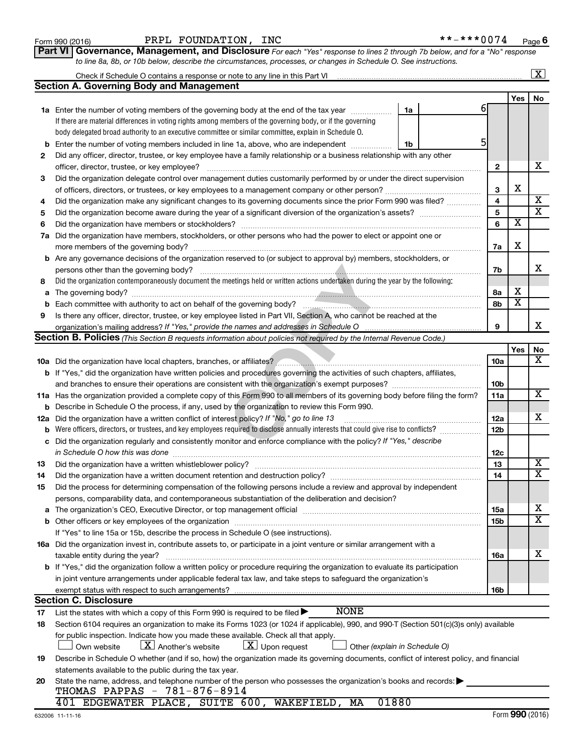Form 990 (2016) PRPL FOUNDATION, INC **-***0074 Page 6

**Part VI Governance, Management, and Disclosure** *For each "Yes" response to lines 2 through 7b below, and for a "No" response to line 8a, 8b, or 10b below, describe the circumstances, processes, or changes in Schedule O. See instructions.*

Check if Schedule O contains a response or note to any line in this Part VI ... [X]

### Section A. Governing Body and Management

| | | | | Yes | No |
|---|---|---|---|---|---|
| **1a** | Enter the number of voting members of the governing body at the end of the tax year. If there are material differences in voting rights among members of the governing body, or if the governing body delegated broad authority to an executive committee or similar committee, explain in Schedule O. | 1a: 6 | | | |
| **b** | Enter the number of voting members included in line 1a, above, who are independent | 1b: 5 | | | |
| **2** | Did any officer, director, trustee, or key employee have a family relationship or a business relationship with any other officer, director, trustee, or key employee? | | 2 | | X |
| **3** | Did the organization delegate control over management duties customarily performed by or under the direct supervision of officers, directors, or trustees, or key employees to a management company or other person? | | 3 | X | |
| **4** | Did the organization make any significant changes to its governing documents since the prior Form 990 was filed? | | 4 | | X |
| **5** | Did the organization become aware during the year of a significant diversion of the organization's assets? | | 5 | | X |
| **6** | Did the organization have members or stockholders? | | 6 | X | |
| **7a** | Did the organization have members, stockholders, or other persons who had the power to elect or appoint one or more members of the governing body? | | 7a | X | |
| **b** | Are any governance decisions of the organization reserved to (or subject to approval by) members, stockholders, or persons other than the governing body? | | 7b | | X |
| **8** | Did the organization contemporaneously document the meetings held or written actions undertaken during the year by the following: | | | | |
| **a** | The governing body? | | 8a | X | |
| **b** | Each committee with authority to act on behalf of the governing body? | | 8b | X | |
| **9** | Is there any officer, director, trustee, or key employee listed in Part VII, Section A, who cannot be reached at the organization's mailing address? *If "Yes," provide the names and addresses in Schedule O* | | 9 | | X |

### Section B. Policies *(This Section B requests information about policies not required by the Internal Revenue Code.)*

| | | | Yes | No |
|---|---|---|---|---|
| **10a** | Did the organization have local chapters, branches, or affiliates? | 10a | | X |
| **b** | If "Yes," did the organization have written policies and procedures governing the activities of such chapters, affiliates, and branches to ensure their operations are consistent with the organization's exempt purposes? | 10b | | |
| **11a** | Has the organization provided a complete copy of this Form 990 to all members of its governing body before filing the form? | 11a | | X |
| **b** | Describe in Schedule O the process, if any, used by the organization to review this Form 990. | | | |
| **12a** | Did the organization have a written conflict of interest policy? *If "No," go to line 13* | 12a | | X |
| **b** | Were officers, directors, or trustees, and key employees required to disclose annually interests that could give rise to conflicts? | 12b | | |
| **c** | Did the organization regularly and consistently monitor and enforce compliance with the policy? *If "Yes," describe in Schedule O how this was done* | 12c | | |
| **13** | Did the organization have a written whistleblower policy? | 13 | | X |
| **14** | Did the organization have a written document retention and destruction policy? | 14 | | X |
| **15** | Did the process for determining compensation of the following persons include a review and approval by independent persons, comparability data, and contemporaneous substantiation of the deliberation and decision? | | | |
| **a** | The organization's CEO, Executive Director, or top management official | 15a | | X |
| **b** | Other officers or key employees of the organization | 15b | | X |
| | If "Yes" to line 15a or 15b, describe the process in Schedule O (see instructions). | | | |
| **16a** | Did the organization invest in, contribute assets to, or participate in a joint venture or similar arrangement with a taxable entity during the year? | 16a | | X |
| **b** | If "Yes," did the organization follow a written policy or procedure requiring the organization to evaluate its participation in joint venture arrangements under applicable federal tax law, and take steps to safeguard the organization's exempt status with respect to such arrangements? | 16b | | |

### Section C. Disclosure

**17** List the states with which a copy of this Form 990 is required to be filed ▶ NONE

**18** Section 6104 requires an organization to make its Forms 1023 (or 1024 if applicable), 990, and 990-T (Section 501(c)(3)s only) available for public inspection. Indicate how you made these available. Check all that apply.

[ ] Own website [X] Another's website [X] Upon request [ ] Other *(explain in Schedule O)*

**19** Describe in Schedule O whether (and if so, how) the organization made its governing documents, conflict of interest policy, and financial statements available to the public during the tax year.

**20** State the name, address, and telephone number of the person who possesses the organization's books and records: ▶

THOMAS PAPPAS - 781-876-8914
401 EDGEWATER PLACE, SUITE 600, WAKEFIELD, MA 01880

632006 11-11-16 Form **990** (2016)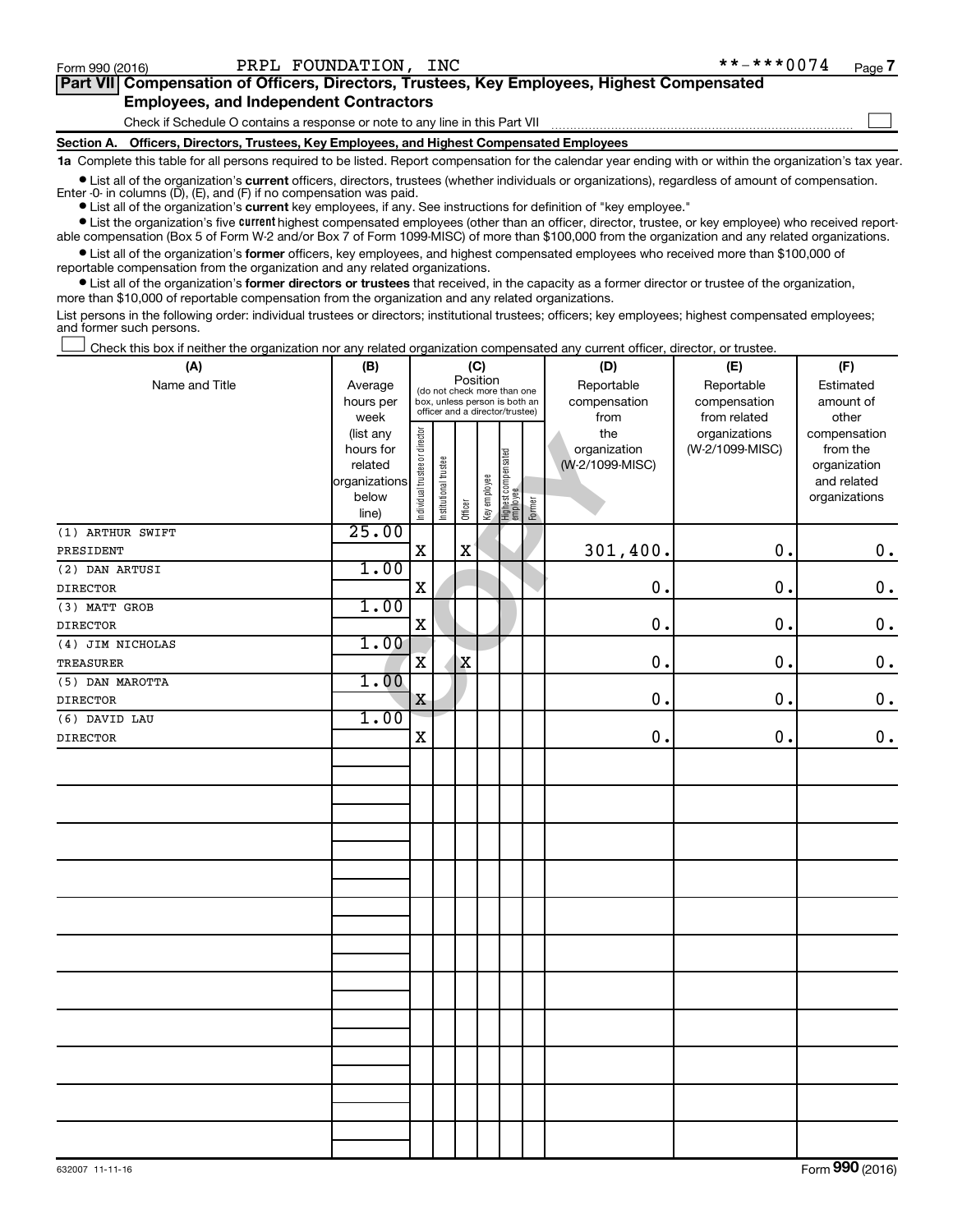Form 990 (2016) PRPL FOUNDATION, INC **-***0074

**Part VII Compensation of Officers, Directors, Trustees, Key Employees, Highest Compensated Employees, and Independent Contractors**

Check if Schedule O contains a response or note to any line in this Part VII ☐

**Section A. Officers, Directors, Trustees, Key Employees, and Highest Compensated Employees**

**1a** Complete this table for all persons required to be listed. Report compensation for the calendar year ending with or within the organization's tax year.

- List all of the organization's **current** officers, directors, trustees (whether individuals or organizations), regardless of amount of compensation. Enter -0- in columns (D), (E), and (F) if no compensation was paid.
- List all of the organization's **current** key employees, if any. See instructions for definition of "key employee."
- List the organization's five **current** highest compensated employees (other than an officer, director, trustee, or key employee) who received reportable compensation (Box 5 of Form W-2 and/or Box 7 of Form 1099-MISC) of more than $100,000 from the organization and any related organizations.
- List all of the organization's **former** officers, key employees, and highest compensated employees who received more than $100,000 of reportable compensation from the organization and any related organizations.
- List all of the organization's **former directors or trustees** that received, in the capacity as a former director or trustee of the organization, more than $10,000 of reportable compensation from the organization and any related organizations.

List persons in the following order: individual trustees or directors; institutional trustees; officers; key employees; highest compensated employees; and former such persons.

☐ Check this box if neither the organization nor any related organization compensated any current officer, director, or trustee.

| (A) Name and Title | (B) Average hours per week (list any hours for related organizations below line) | (C) Position: Individual trustee or director | Institutional trustee | Officer | Key employee | Highest compensated employee | Former | (D) Reportable compensation from the organization (W-2/1099-MISC) | (E) Reportable compensation from related organizations (W-2/1099-MISC) | (F) Estimated amount of other compensation from the organization and related organizations |
|---|---|---|---|---|---|---|---|---|---|---|
| (1) ARTHUR SWIFT<br>PRESIDENT | 25.00 | X | | X | | | | 301,400. | 0. | 0. |
| (2) DAN ARTUSI<br>DIRECTOR | 1.00 | X | | | | | | 0. | 0. | 0. |
| (3) MATT GROB<br>DIRECTOR | 1.00 | X | | | | | | 0. | 0. | 0. |
| (4) JIM NICHOLAS<br>TREASURER | 1.00 | X | | X | | | | 0. | 0. | 0. |
| (5) DAN MAROTTA<br>DIRECTOR | 1.00 | X | | | | | | 0. | 0. | 0. |
| (6) DAVID LAU<br>DIRECTOR | 1.00 | X | | | | | | 0. | 0. | 0. |

632007 11-11-16 Form **990** (2016)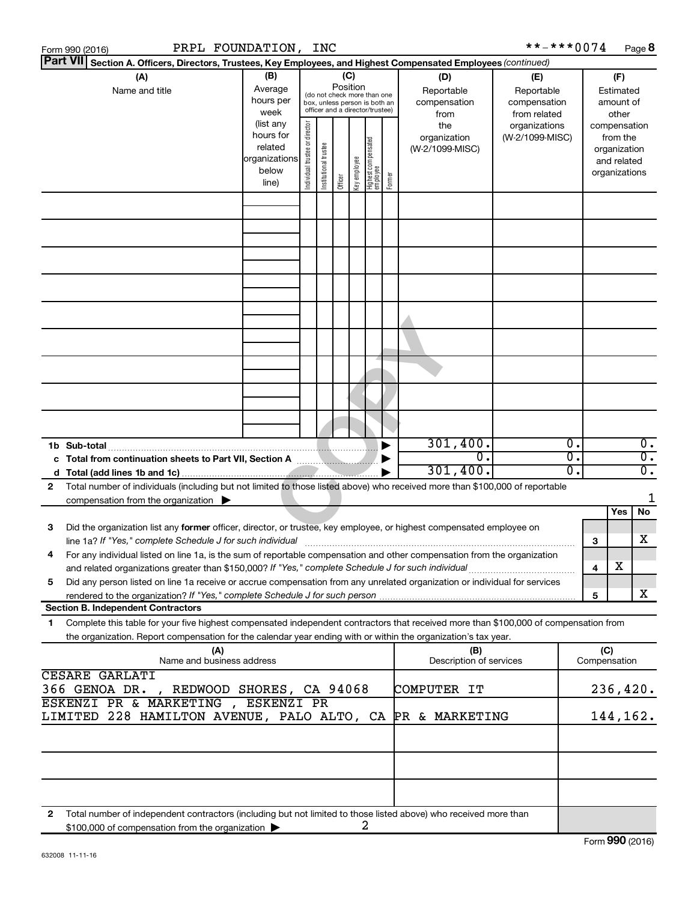Form 990 (2016) PRPL FOUNDATION, INC **-***0074 Page 8

**Part VII Section A. Officers, Directors, Trustees, Key Employees, and Highest Compensated Employees** *(continued)*

| (A) Name and title | (B) Average hours per week (list any hours for related organizations below line) | (C) Position (do not check more than one box, unless person is both an officer and a director/trustee): Individual trustee or director | Institutional trustee | Officer | Key employee | Highest compensated employee | Former | (D) Reportable compensation from the organization (W-2/1099-MISC) | (E) Reportable compensation from related organizations (W-2/1099-MISC) | (F) Estimated amount of other compensation from the organization and related organizations |
|---|---|---|---|---|---|---|---|---|---|---|
| | | | | | | | | | | |
| **1b Sub-total** | | | | | | | | 301,400. | 0. | 0. |
| **c Total from continuation sheets to Part VII, Section A** | | | | | | | | 0. | 0. | 0. |
| **d Total (add lines 1b and 1c)** | | | | | | | | 301,400. | 0. | 0. |

**2** Total number of individuals (including but not limited to those listed above) who received more than $100,000 of reportable compensation from the organization ▶ 1

| | | | Yes | No |
|---|---|---|---|---|
| **3** | Did the organization list any **former** officer, director, or trustee, key employee, or highest compensated employee on line 1a? *If "Yes," complete Schedule J for such individual* | 3 | | X |
| **4** | For any individual listed on line 1a, is the sum of reportable compensation and other compensation from the organization and related organizations greater than $150,000? *If "Yes," complete Schedule J for such individual* | 4 | X | |
| **5** | Did any person listed on line 1a receive or accrue compensation from any unrelated organization or individual for services rendered to the organization? *If "Yes," complete Schedule J for such person* | 5 | | X |

**Section B. Independent Contractors**

**1** Complete this table for your five highest compensated independent contractors that received more than $100,000 of compensation from the organization. Report compensation for the calendar year ending with or within the organization's tax year.

| (A) Name and business address | (B) Description of services | (C) Compensation |
|---|---|---|
| CESARE GARLATI 366 GENOA DR. , REDWOOD SHORES, CA 94068 | COMPUTER IT | 236,420. |
| ESKENZI PR & MARKETING , ESKENZI PR LIMITED 228 HAMILTON AVENUE, PALO ALTO, CA | PR & MARKETING | 144,162. |
| | | |
| | | |
| | | |

**2** Total number of independent contractors (including but not limited to those listed above) who received more than $100,000 of compensation from the organization ▶ 2

632008 11-11-16

Form **990** (2016)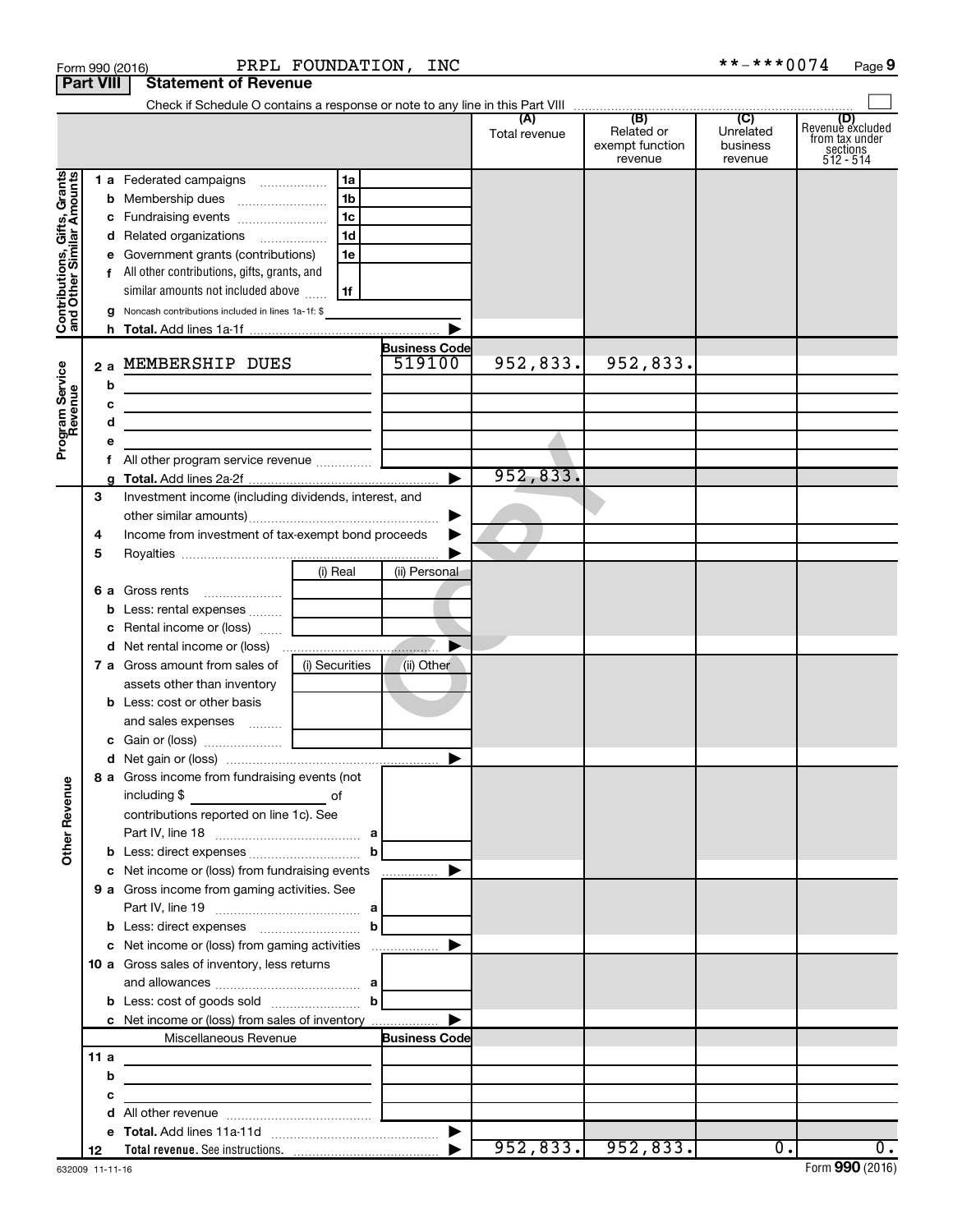Form 990 (2016) PRPL FOUNDATION, INC **-***0074

**Part VIII | Statement of Revenue**

Check if Schedule O contains a response or note to any line in this Part VIII ☐

| | | | (A) Total revenue | (B) Related or exempt function revenue | (C) Unrelated business revenue | (D) Revenue excluded from tax under sections 512 - 514 |
|---|---|---|---|---|---|---|
| **Contributions, Gifts, Grants and Other Similar Amounts** | 1 a Federated campaigns | 1a | | | | |
| | b Membership dues | 1b | | | | |
| | c Fundraising events | 1c | | | | |
| | d Related organizations | 1d | | | | |
| | e Government grants (contributions) | 1e | | | | |
| | f All other contributions, gifts, grants, and similar amounts not included above | 1f | | | | |
| | g Noncash contributions included in lines 1a-1f: $ | | | | | |
| | h **Total.** Add lines 1a-1f | ▶ | | | | |
| **Program Service Revenue** | | **Business Code** | | | | |
| | 2 a MEMBERSHIP DUES | 519100 | 952,833. | 952,833. | | |
| | b | | | | | |
| | c | | | | | |
| | d | | | | | |
| | e | | | | | |
| | f All other program service revenue | | | | | |
| | g **Total.** Add lines 2a-2f | ▶ | 952,833. | | | |
| **Other Revenue** | 3 Investment income (including dividends, interest, and other similar amounts) | ▶ | | | | |
| | 4 Income from investment of tax-exempt bond proceeds | ▶ | | | | |
| | 5 Royalties | ▶ | | | | |
| | | (i) Real / (ii) Personal | | | | |
| | 6 a Gross rents | | | | | |
| | b Less: rental expenses | | | | | |
| | c Rental income or (loss) | | | | | |
| | d Net rental income or (loss) | ▶ | | | | |
| | 7 a Gross amount from sales of assets other than inventory | (i) Securities / (ii) Other | | | | |
| | b Less: cost or other basis and sales expenses | | | | | |
| | c Gain or (loss) | | | | | |
| | d Net gain or (loss) | ▶ | | | | |
| | 8 a Gross income from fundraising events (not including $ of contributions reported on line 1c). See Part IV, line 18 | a | | | | |
| | b Less: direct expenses | b | | | | |
| | c Net income or (loss) from fundraising events | ▶ | | | | |
| | 9 a Gross income from gaming activities. See Part IV, line 19 | a | | | | |
| | b Less: direct expenses | b | | | | |
| | c Net income or (loss) from gaming activities | ▶ | | | | |
| | 10 a Gross sales of inventory, less returns and allowances | a | | | | |
| | b Less: cost of goods sold | b | | | | |
| | c Net income or (loss) from sales of inventory | ▶ | | | | |
| | Miscellaneous Revenue | **Business Code** | | | | |
| | 11 a | | | | | |
| | b | | | | | |
| | c | | | | | |
| | d All other revenue | | | | | |
| | e **Total.** Add lines 11a-11d | ▶ | | | | |
| | 12 **Total revenue.** See instructions. | ▶ | 952,833. | 952,833. | 0. | 0. |

632009 11-11-16 Form **990** (2016)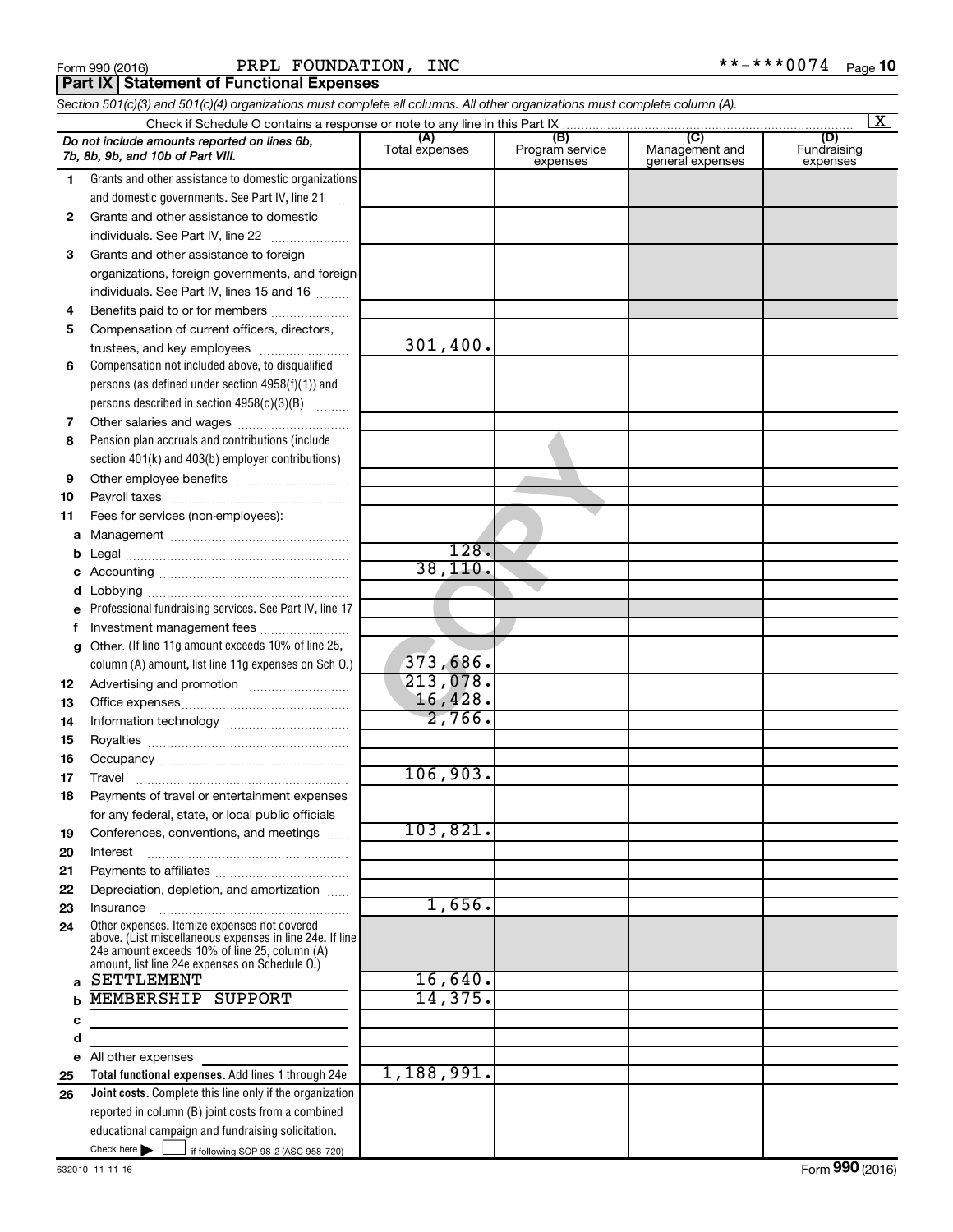Form 990 (2016) PRPL FOUNDATION, INC **-***0074

**Part IX | Statement of Functional Expenses**

*Section 501(c)(3) and 501(c)(4) organizations must complete all columns. All other organizations must complete column (A).*

Check if Schedule O contains a response or note to any line in this Part IX [X]

| *Do not include amounts reported on lines 6b, 7b, 8b, 9b, and 10b of Part VIII.* | (A) Total expenses | (B) Program service expenses | (C) Management and general expenses | (D) Fundraising expenses |
|---|---|---|---|---|
| 1 Grants and other assistance to domestic organizations and domestic governments. See Part IV, line 21 | | | | |
| 2 Grants and other assistance to domestic individuals. See Part IV, line 22 | | | | |
| 3 Grants and other assistance to foreign organizations, foreign governments, and foreign individuals. See Part IV, lines 15 and 16 | | | | |
| 4 Benefits paid to or for members | | | | |
| 5 Compensation of current officers, directors, trustees, and key employees | 301,400. | | | |
| 6 Compensation not included above, to disqualified persons (as defined under section 4958(f)(1)) and persons described in section 4958(c)(3)(B) | | | | |
| 7 Other salaries and wages | | | | |
| 8 Pension plan accruals and contributions (include section 401(k) and 403(b) employer contributions) | | | | |
| 9 Other employee benefits | | | | |
| 10 Payroll taxes | | | | |
| 11 Fees for services (non-employees): | | | | |
| a Management | | | | |
| b Legal | 128. | | | |
| c Accounting | 38,110. | | | |
| d Lobbying | | | | |
| e Professional fundraising services. See Part IV, line 17 | | | | |
| f Investment management fees | | | | |
| g Other. (If line 11g amount exceeds 10% of line 25, column (A) amount, list line 11g expenses on Sch O.) | 373,686. | | | |
| 12 Advertising and promotion | 213,078. | | | |
| 13 Office expenses | 16,428. | | | |
| 14 Information technology | 2,766. | | | |
| 15 Royalties | | | | |
| 16 Occupancy | | | | |
| 17 Travel | 106,903. | | | |
| 18 Payments of travel or entertainment expenses for any federal, state, or local public officials | | | | |
| 19 Conferences, conventions, and meetings | 103,821. | | | |
| 20 Interest | | | | |
| 21 Payments to affiliates | | | | |
| 22 Depreciation, depletion, and amortization | | | | |
| 23 Insurance | 1,656. | | | |
| 24 Other expenses. Itemize expenses not covered above. (List miscellaneous expenses in line 24e. If line 24e amount exceeds 10% of line 25, column (A) amount, list line 24e expenses on Schedule O.) | | | | |
| a SETTLEMENT | 16,640. | | | |
| b MEMBERSHIP SUPPORT | 14,375. | | | |
| c | | | | |
| d | | | | |
| e All other expenses | | | | |
| 25 **Total functional expenses.** Add lines 1 through 24e | 1,188,991. | | | |
| 26 **Joint costs.** Complete this line only if the organization reported in column (B) joint costs from a combined educational campaign and fundraising solicitation. Check here [ ] if following SOP 98-2 (ASC 958-720) | | | | |

632010 11-11-16

Form **990** (2016)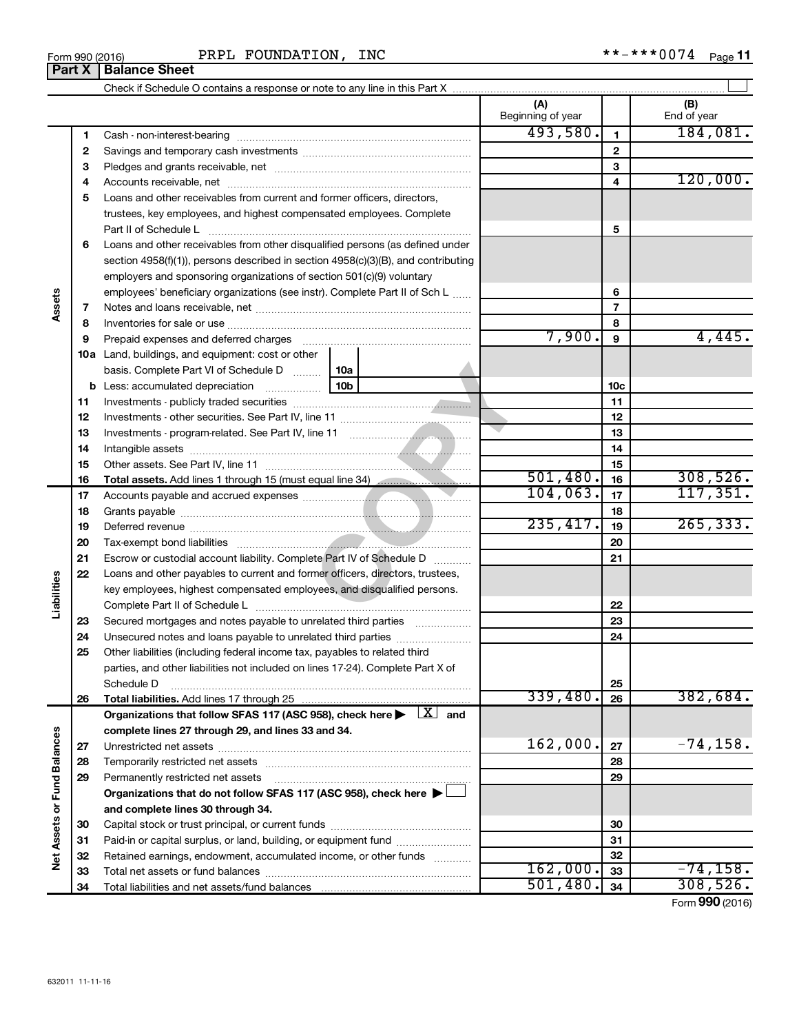Form 990 (2016) PRPL FOUNDATION, INC **-***0074

## Part X Balance Sheet

Check if Schedule O contains a response or note to any line in this Part X

| | | | (A) Beginning of year | | (B) End of year |
|---|---|---|---|---|---|
| Assets | 1 | Cash - non-interest-bearing | 493,580. | 1 | 184,081. |
| | 2 | Savings and temporary cash investments | | 2 | |
| | 3 | Pledges and grants receivable, net | | 3 | |
| | 4 | Accounts receivable, net | | 4 | 120,000. |
| | 5 | Loans and other receivables from current and former officers, directors, trustees, key employees, and highest compensated employees. Complete Part II of Schedule L | | 5 | |
| | 6 | Loans and other receivables from other disqualified persons (as defined under section 4958(f)(1)), persons described in section 4958(c)(3)(B), and contributing employers and sponsoring organizations of section 501(c)(9) voluntary employees' beneficiary organizations (see instr). Complete Part II of Sch L | | 6 | |
| | 7 | Notes and loans receivable, net | | 7 | |
| | 8 | Inventories for sale or use | | 8 | |
| | 9 | Prepaid expenses and deferred charges | 7,900. | 9 | 4,445. |
| | 10a | Land, buildings, and equipment: cost or other basis. Complete Part VI of Schedule D (10a) | | | |
| | b | Less: accumulated depreciation (10b) | | 10c | |
| | 11 | Investments - publicly traded securities | | 11 | |
| | 12 | Investments - other securities. See Part IV, line 11 | | 12 | |
| | 13 | Investments - program-related. See Part IV, line 11 | | 13 | |
| | 14 | Intangible assets | | 14 | |
| | 15 | Other assets. See Part IV, line 11 | | 15 | |
| | 16 | **Total assets.** Add lines 1 through 15 (must equal line 34) | 501,480. | 16 | 308,526. |
| Liabilities | 17 | Accounts payable and accrued expenses | 104,063. | 17 | 117,351. |
| | 18 | Grants payable | | 18 | |
| | 19 | Deferred revenue | 235,417. | 19 | 265,333. |
| | 20 | Tax-exempt bond liabilities | | 20 | |
| | 21 | Escrow or custodial account liability. Complete Part IV of Schedule D | | 21 | |
| | 22 | Loans and other payables to current and former officers, directors, trustees, key employees, highest compensated employees, and disqualified persons. Complete Part II of Schedule L | | 22 | |
| | 23 | Secured mortgages and notes payable to unrelated third parties | | 23 | |
| | 24 | Unsecured notes and loans payable to unrelated third parties | | 24 | |
| | 25 | Other liabilities (including federal income tax, payables to related third parties, and other liabilities not included on lines 17-24). Complete Part X of Schedule D | | 25 | |
| | 26 | **Total liabilities.** Add lines 17 through 25 | 339,480. | 26 | 382,684. |
| Net Assets or Fund Balances | | **Organizations that follow SFAS 117 (ASC 958), check here** [X] **and complete lines 27 through 29, and lines 33 and 34.** | | | |
| | 27 | Unrestricted net assets | 162,000. | 27 | -74,158. |
| | 28 | Temporarily restricted net assets | | 28 | |
| | 29 | Permanently restricted net assets | | 29 | |
| | | **Organizations that do not follow SFAS 117 (ASC 958), check here** [ ] **and complete lines 30 through 34.** | | | |
| | 30 | Capital stock or trust principal, or current funds | | 30 | |
| | 31 | Paid-in or capital surplus, or land, building, or equipment fund | | 31 | |
| | 32 | Retained earnings, endowment, accumulated income, or other funds | | 32 | |
| | 33 | Total net assets or fund balances | 162,000. | 33 | -74,158. |
| | 34 | Total liabilities and net assets/fund balances | 501,480. | 34 | 308,526. |

Form **990** (2016)

632011 11-11-16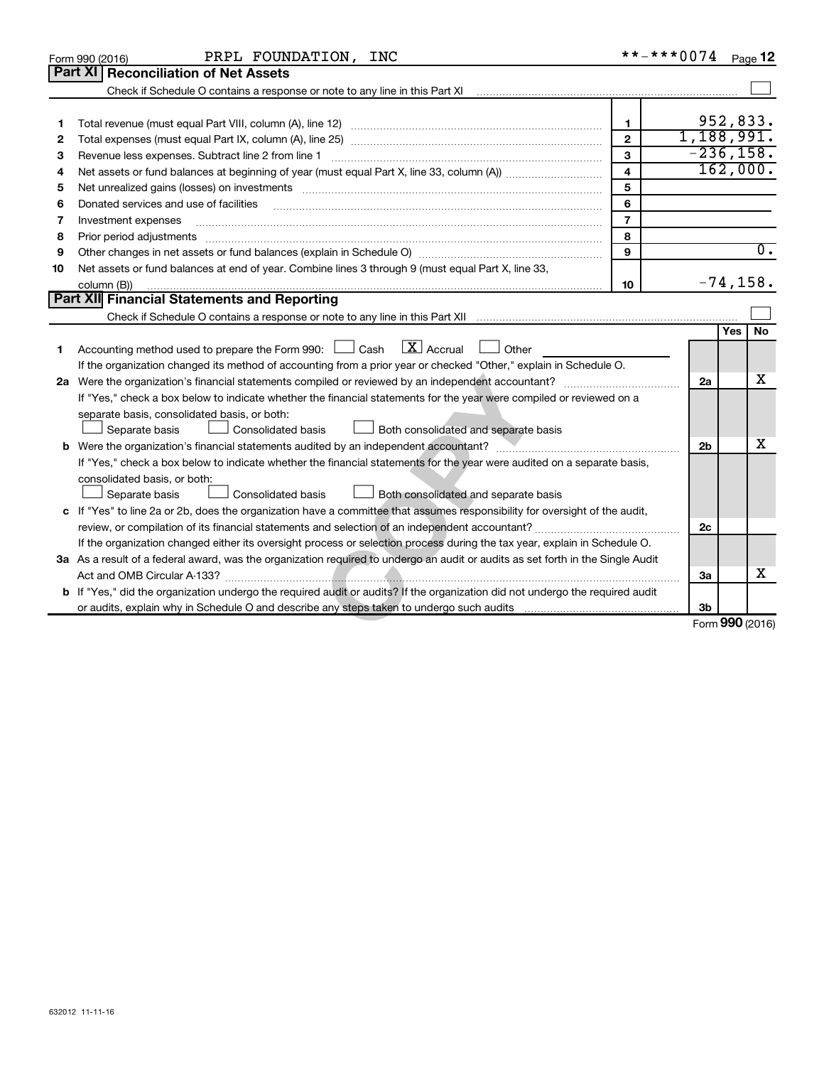Form 990 (2016) PRPL FOUNDATION, INC **-***0074 Page 12

## Part XI Reconciliation of Net Assets

Check if Schedule O contains a response or note to any line in this Part XI ☐

| | | | |
|---|---|---|---|
| 1 | Total revenue (must equal Part VIII, column (A), line 12) | 1 | 952,833. |
| 2 | Total expenses (must equal Part IX, column (A), line 25) | 2 | 1,188,991. |
| 3 | Revenue less expenses. Subtract line 2 from line 1 | 3 | -236,158. |
| 4 | Net assets or fund balances at beginning of year (must equal Part X, line 33, column (A)) | 4 | 162,000. |
| 5 | Net unrealized gains (losses) on investments | 5 | |
| 6 | Donated services and use of facilities | 6 | |
| 7 | Investment expenses | 7 | |
| 8 | Prior period adjustments | 8 | |
| 9 | Other changes in net assets or fund balances (explain in Schedule O) | 9 | 0. |
| 10 | Net assets or fund balances at end of year. Combine lines 3 through 9 (must equal Part X, line 33, column (B)) | 10 | -74,158. |

## Part XII Financial Statements and Reporting

Check if Schedule O contains a response or note to any line in this Part XII ☐

| | | | Yes | No |
|---|---|---|---|---|
| 1 | Accounting method used to prepare the Form 990: ☐ Cash ☒ Accrual ☐ Other<br>If the organization changed its method of accounting from a prior year or checked "Other," explain in Schedule O. | | | |
| 2a | Were the organization's financial statements compiled or reviewed by an independent accountant?<br>If "Yes," check a box below to indicate whether the financial statements for the year were compiled or reviewed on a separate basis, consolidated basis, or both:<br>☐ Separate basis ☐ Consolidated basis ☐ Both consolidated and separate basis | 2a | | X |
| b | Were the organization's financial statements audited by an independent accountant?<br>If "Yes," check a box below to indicate whether the financial statements for the year were audited on a separate basis, consolidated basis, or both:<br>☐ Separate basis ☐ Consolidated basis ☐ Both consolidated and separate basis | 2b | | X |
| c | If "Yes" to line 2a or 2b, does the organization have a committee that assumes responsibility for oversight of the audit, review, or compilation of its financial statements and selection of an independent accountant?<br>If the organization changed either its oversight process or selection process during the tax year, explain in Schedule O. | 2c | | |
| 3a | As a result of a federal award, was the organization required to undergo an audit or audits as set forth in the Single Audit Act and OMB Circular A-133? | 3a | | X |
| b | If "Yes," did the organization undergo the required audit or audits? If the organization did not undergo the required audit or audits, explain why in Schedule O and describe any steps taken to undergo such audits | 3b | | |

Form **990** (2016)

632012 11-11-16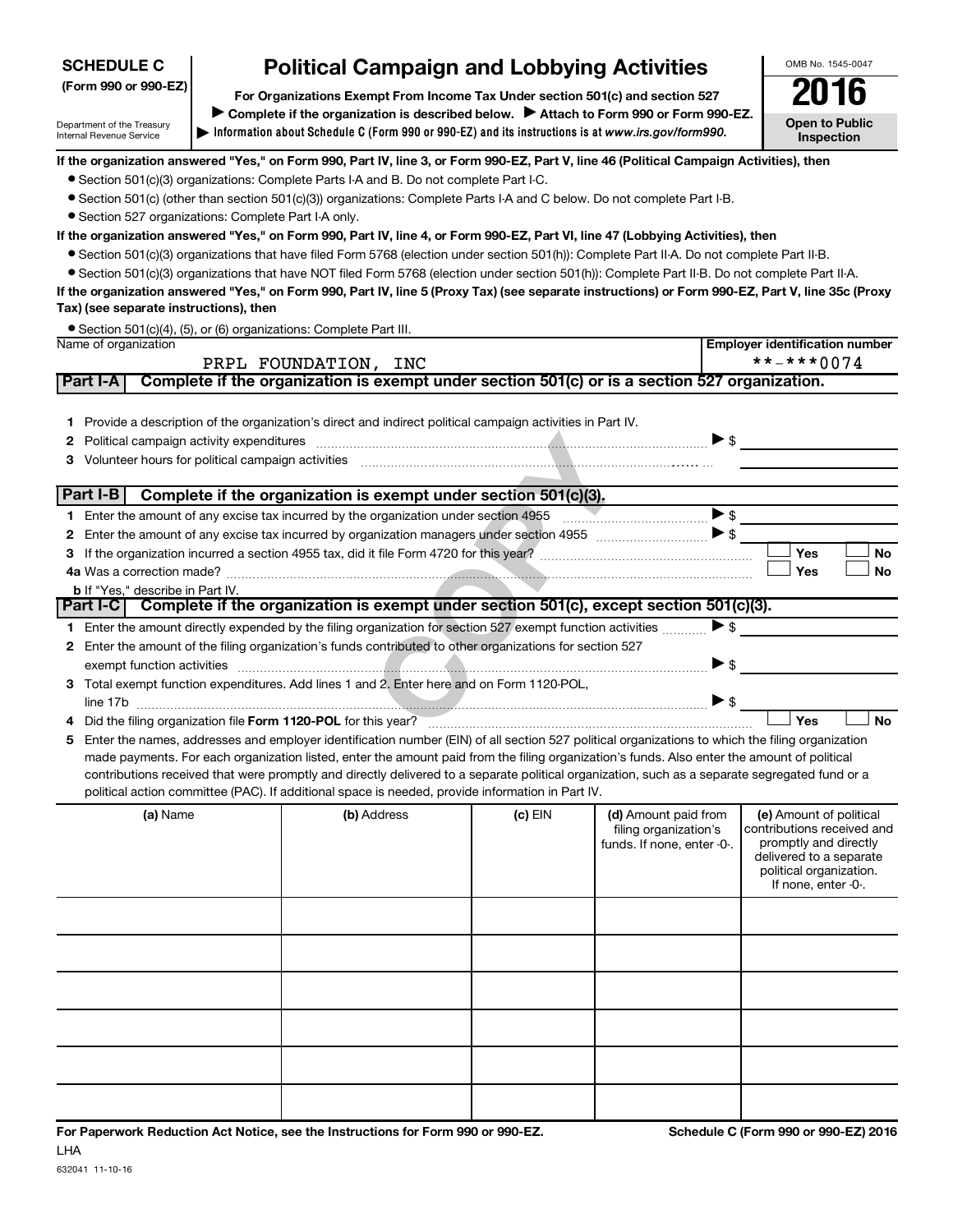**SCHEDULE C**
**(Form 990 or 990-EZ)**

Department of the Treasury
Internal Revenue Service

# Political Campaign and Lobbying Activities

**For Organizations Exempt From Income Tax Under section 501(c) and section 527**

▶ **Complete if the organization is described below.** ▶ **Attach to Form 990 or Form 990-EZ.**

▶ **Information about Schedule C (Form 990 or 990-EZ) and its instructions is at** ***www.irs.gov/form990.***

OMB No. 1545-0047

**2016**

**Open to Public Inspection**

**If the organization answered "Yes," on Form 990, Part IV, line 3, or Form 990-EZ, Part V, line 46 (Political Campaign Activities), then**

- Section 501(c)(3) organizations: Complete Parts I-A and B. Do not complete Part I-C.
- Section 501(c) (other than section 501(c)(3)) organizations: Complete Parts I-A and C below. Do not complete Part I-B.
- Section 527 organizations: Complete Part I-A only.

**If the organization answered "Yes," on Form 990, Part IV, line 4, or Form 990-EZ, Part VI, line 47 (Lobbying Activities), then**

- Section 501(c)(3) organizations that have filed Form 5768 (election under section 501(h)): Complete Part II-A. Do not complete Part II-B.
- Section 501(c)(3) organizations that have NOT filed Form 5768 (election under section 501(h)): Complete Part II-B. Do not complete Part II-A.

**If the organization answered "Yes," on Form 990, Part IV, line 5 (Proxy Tax) (see separate instructions) or Form 990-EZ, Part V, line 35c (Proxy Tax) (see separate instructions), then**

- Section 501(c)(4), (5), or (6) organizations: Complete Part III.

| Name of organization | Employer identification number |
|---|---|
| PRPL FOUNDATION, INC | \*\*-\*\*\*0074 |

## Part I-A Complete if the organization is exempt under section 501(c) or is a section 527 organization.

1. Provide a description of the organization's direct and indirect political campaign activities in Part IV.
2. Political campaign activity expenditures ▶ $
3. Volunteer hours for political campaign activities

## Part I-B Complete if the organization is exempt under section 501(c)(3).

1. Enter the amount of any excise tax incurred by the organization under section 4955 ▶ $
2. Enter the amount of any excise tax incurred by organization managers under section 4955 ▶ $
3. If the organization incurred a section 4955 tax, did it file Form 4720 for this year? ☐ Yes ☐ No

4a. Was a correction made? ☐ Yes ☐ No

b. If "Yes," describe in Part IV.

## Part I-C Complete if the organization is exempt under section 501(c), except section 501(c)(3).

1. Enter the amount directly expended by the filing organization for section 527 exempt function activities ▶ $
2. Enter the amount of the filing organization's funds contributed to other organizations for section 527 exempt function activities ▶ $
3. Total exempt function expenditures. Add lines 1 and 2. Enter here and on Form 1120-POL, line 17b ▶ $
4. Did the filing organization file **Form 1120-POL** for this year? ☐ Yes ☐ No
5. Enter the names, addresses and employer identification number (EIN) of all section 527 political organizations to which the filing organization made payments. For each organization listed, enter the amount paid from the filing organization's funds. Also enter the amount of political contributions received that were promptly and directly delivered to a separate political organization, such as a separate segregated fund or a political action committee (PAC). If additional space is needed, provide information in Part IV.

| (a) Name | (b) Address | (c) EIN | (d) Amount paid from filing organization's funds. If none, enter -0-. | (e) Amount of political contributions received and promptly and directly delivered to a separate political organization. If none, enter -0-. |
|---|---|---|---|---|
| | | | | |
| | | | | |
| | | | | |
| | | | | |
| | | | | |
| | | | | |

**For Paperwork Reduction Act Notice, see the Instructions for Form 990 or 990-EZ.**

LHA

632041 11-10-16

**Schedule C (Form 990 or 990-EZ) 2016**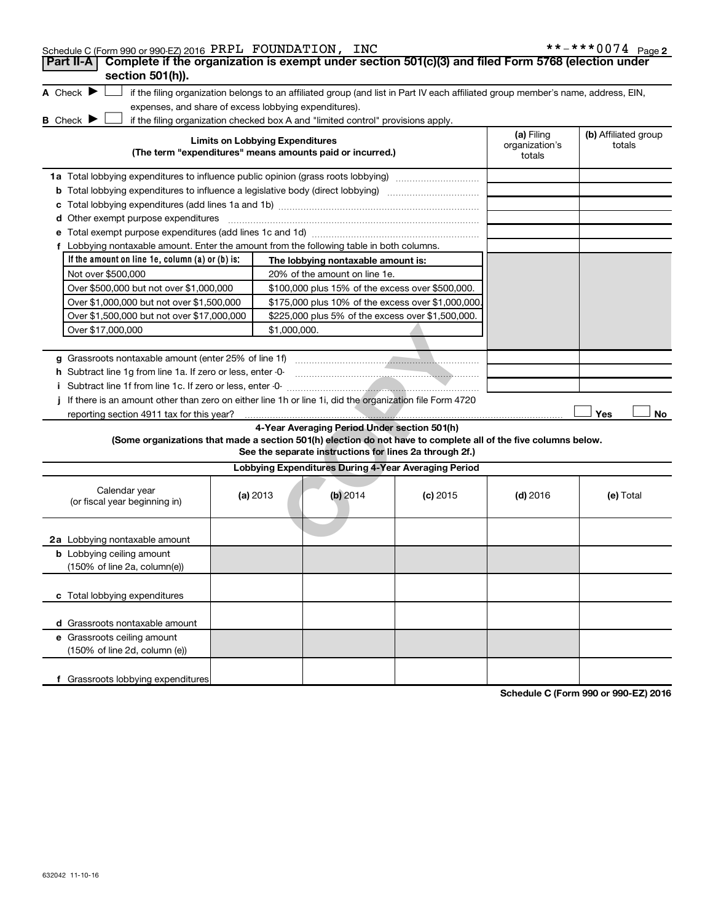Schedule C (Form 990 or 990-EZ) 2016 PRPL FOUNDATION, INC **-***0074

## Part II-A Complete if the organization is exempt under section 501(c)(3) and filed Form 5768 (election under section 501(h)).

A Check ▶ ☐ if the filing organization belongs to an affiliated group (and list in Part IV each affiliated group member's name, address, EIN, expenses, and share of excess lobbying expenditures).

B Check ▶ ☐ if the filing organization checked box A and "limited control" provisions apply.

| Limits on Lobbying Expenditures (The term "expenditures" means amounts paid or incurred.) | (a) Filing organization's totals | (b) Affiliated group totals |
|---|---|---|
| 1a Total lobbying expenditures to influence public opinion (grass roots lobbying) | | |
| b Total lobbying expenditures to influence a legislative body (direct lobbying) | | |
| c Total lobbying expenditures (add lines 1a and 1b) | | |
| d Other exempt purpose expenditures | | |
| e Total exempt purpose expenditures (add lines 1c and 1d) | | |
| f Lobbying nontaxable amount. Enter the amount from the following table in both columns. | | |

| If the amount on line 1e, column (a) or (b) is: | The lobbying nontaxable amount is: |
|---|---|
| Not over $500,000 | 20% of the amount on line 1e. |
| Over $500,000 but not over $1,000,000 | $100,000 plus 15% of the excess over $500,000. |
| Over $1,000,000 but not over $1,500,000 | $175,000 plus 10% of the excess over $1,000,000. |
| Over $1,500,000 but not over $17,000,000 | $225,000 plus 5% of the excess over $1,500,000. |
| Over $17,000,000 | $1,000,000. |

| | (a) Filing organization's totals | (b) Affiliated group totals |
|---|---|---|
| g Grassroots nontaxable amount (enter 25% of line 1f) | | |
| h Subtract line 1g from line 1a. If zero or less, enter -0- | | |
| i Subtract line 1f from line 1c. If zero or less, enter -0- | | |

j If there is an amount other than zero on either line 1h or line 1i, did the organization file Form 4720 reporting section 4911 tax for this year? ☐ Yes ☐ No

### 4-Year Averaging Period Under section 501(h)

**(Some organizations that made a section 501(h) election do not have to complete all of the five columns below. See the separate instructions for lines 2a through 2f.)**

| Lobbying Expenditures During 4-Year Averaging Period | | | | | |
|---|---|---|---|---|---|
| Calendar year (or fiscal year beginning in) | (a) 2013 | (b) 2014 | (c) 2015 | (d) 2016 | (e) Total |
| 2a Lobbying nontaxable amount | | | | | |
| b Lobbying ceiling amount (150% of line 2a, column(e)) | | | | | |
| c Total lobbying expenditures | | | | | |
| d Grassroots nontaxable amount | | | | | |
| e Grassroots ceiling amount (150% of line 2d, column (e)) | | | | | |
| f Grassroots lobbying expenditures | | | | | |

Schedule C (Form 990 or 990-EZ) 2016

632042 11-10-16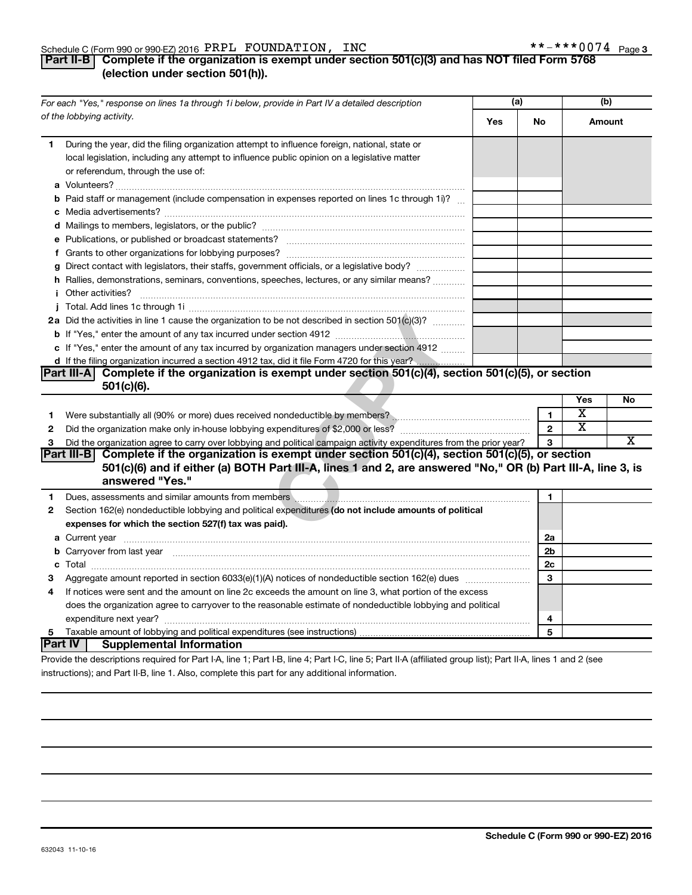Schedule C (Form 990 or 990-EZ) 2016 PRPL FOUNDATION, INC **-***0074 Page 3

## Part II-B Complete if the organization is exempt under section 501(c)(3) and has NOT filed Form 5768 (election under section 501(h)).

| For each "Yes," response on lines 1a through 1i below, provide in Part IV a detailed description of the lobbying activity. | (a) Yes | (a) No | (b) Amount |
|---|---|---|---|
| **1** During the year, did the filing organization attempt to influence foreign, national, state or local legislation, including any attempt to influence public opinion on a legislative matter or referendum, through the use of: | | | |
| **a** Volunteers? | | | |
| **b** Paid staff or management (include compensation in expenses reported on lines 1c through 1i)? | | | |
| **c** Media advertisements? | | | |
| **d** Mailings to members, legislators, or the public? | | | |
| **e** Publications, or published or broadcast statements? | | | |
| **f** Grants to other organizations for lobbying purposes? | | | |
| **g** Direct contact with legislators, their staffs, government officials, or a legislative body? | | | |
| **h** Rallies, demonstrations, seminars, conventions, speeches, lectures, or any similar means? | | | |
| **i** Other activities? | | | |
| **j** Total. Add lines 1c through 1i | | | |
| **2a** Did the activities in line 1 cause the organization to be not described in section 501(c)(3)? | | | |
| **b** If "Yes," enter the amount of any tax incurred under section 4912 | | | |
| **c** If "Yes," enter the amount of any tax incurred by organization managers under section 4912 | | | |
| **d** If the filing organization incurred a section 4912 tax, did it file Form 4720 for this year? | | | |

## Part III-A Complete if the organization is exempt under section 501(c)(4), section 501(c)(5), or section 501(c)(6).

| | | | Yes | No |
|---|---|---|---|---|
| **1** | Were substantially all (90% or more) dues received nondeductible by members? | 1 | X | |
| **2** | Did the organization make only in-house lobbying expenditures of $2,000 or less? | 2 | X | |
| **3** | Did the organization agree to carry over lobbying and political campaign activity expenditures from the prior year? | 3 | | X |

## Part III-B Complete if the organization is exempt under section 501(c)(4), section 501(c)(5), or section 501(c)(6) and if either (a) BOTH Part III-A, lines 1 and 2, are answered "No," OR (b) Part III-A, line 3, is answered "Yes."

| | | | |
|---|---|---|---|
| **1** | Dues, assessments and similar amounts from members | 1 | |
| **2** | Section 162(e) nondeductible lobbying and political expenditures **(do not include amounts of political expenses for which the section 527(f) tax was paid).** | | |
| **a** | Current year | 2a | |
| **b** | Carryover from last year | 2b | |
| **c** | Total | 2c | |
| **3** | Aggregate amount reported in section 6033(e)(1)(A) notices of nondeductible section 162(e) dues | 3 | |
| **4** | If notices were sent and the amount on line 2c exceeds the amount on line 3, what portion of the excess does the organization agree to carryover to the reasonable estimate of nondeductible lobbying and political expenditure next year? | 4 | |
| **5** | Taxable amount of lobbying and political expenditures (see instructions) | 5 | |

## Part IV Supplemental Information

Provide the descriptions required for Part I-A, line 1; Part I-B, line 4; Part I-C, line 5; Part II-A (affiliated group list); Part II-A, lines 1 and 2 (see instructions); and Part II-B, line 1. Also, complete this part for any additional information.

Schedule C (Form 990 or 990-EZ) 2016

632043 11-10-16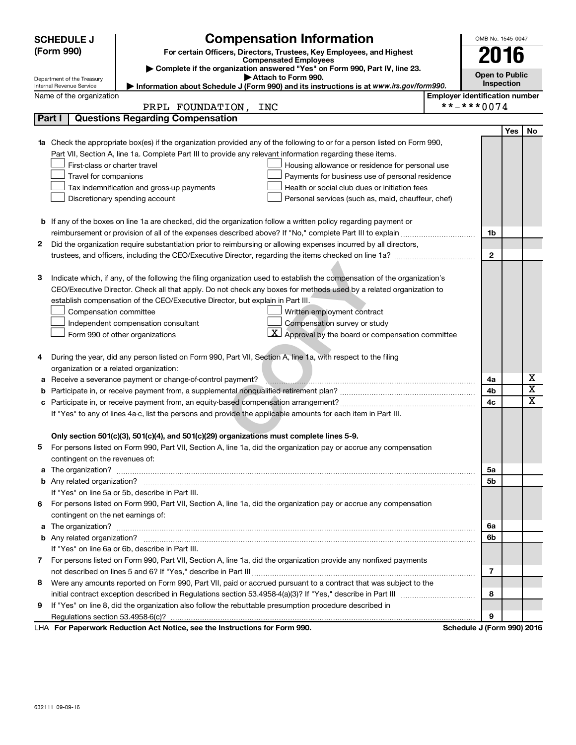**SCHEDULE J (Form 990)**

Department of the Treasury
Internal Revenue Service

# Compensation Information

**For certain Officers, Directors, Trustees, Key Employees, and Highest Compensated Employees**

▶ Complete if the organization answered "Yes" on Form 990, Part IV, line 23.
▶ Attach to Form 990.
▶ Information about Schedule J (Form 990) and its instructions is at www.irs.gov/form990.

OMB No. 1545-0047

**2016**

**Open to Public Inspection**

Name of the organization: PRPL FOUNDATION, INC

Employer identification number: **-***0074

## Part I Questions Regarding Compensation

| | | | Yes | No |
|---|---|---|---|---|
| **1a** | Check the appropriate box(es) if the organization provided any of the following to or for a person listed on Form 990, Part VII, Section A, line 1a. Complete Part III to provide any relevant information regarding these items.<br>☐ First-class or charter travel ☐ Housing allowance or residence for personal use<br>☐ Travel for companions ☐ Payments for business use of personal residence<br>☐ Tax indemnification and gross-up payments ☐ Health or social club dues or initiation fees<br>☐ Discretionary spending account ☐ Personal services (such as, maid, chauffeur, chef) | | | |
| **b** | If any of the boxes on line 1a are checked, did the organization follow a written policy regarding payment or reimbursement or provision of all of the expenses described above? If "No," complete Part III to explain | 1b | | |
| **2** | Did the organization require substantiation prior to reimbursing or allowing expenses incurred by all directors, trustees, and officers, including the CEO/Executive Director, regarding the items checked on line 1a? | 2 | | |
| **3** | Indicate which, if any, of the following the filing organization used to establish the compensation of the organization's CEO/Executive Director. Check all that apply. Do not check any boxes for methods used by a related organization to establish compensation of the CEO/Executive Director, but explain in Part III.<br>☐ Compensation committee ☐ Written employment contract<br>☐ Independent compensation consultant ☐ Compensation survey or study<br>☐ Form 990 of other organizations ☒ Approval by the board or compensation committee | | | |
| **4** | During the year, did any person listed on Form 990, Part VII, Section A, line 1a, with respect to the filing organization or a related organization: | | | |
| **a** | Receive a severance payment or change-of-control payment? | 4a | | X |
| **b** | Participate in, or receive payment from, a supplemental nonqualified retirement plan? | 4b | | X |
| **c** | Participate in, or receive payment from, an equity-based compensation arrangement? | 4c | | X |
| | If "Yes" to any of lines 4a-c, list the persons and provide the applicable amounts for each item in Part III. | | | |
| | **Only section 501(c)(3), 501(c)(4), and 501(c)(29) organizations must complete lines 5-9.** | | | |
| **5** | For persons listed on Form 990, Part VII, Section A, line 1a, did the organization pay or accrue any compensation contingent on the revenues of: | | | |
| **a** | The organization? | 5a | | |
| **b** | Any related organization? | 5b | | |
| | If "Yes" on line 5a or 5b, describe in Part III. | | | |
| **6** | For persons listed on Form 990, Part VII, Section A, line 1a, did the organization pay or accrue any compensation contingent on the net earnings of: | | | |
| **a** | The organization? | 6a | | |
| **b** | Any related organization? | 6b | | |
| | If "Yes" on line 6a or 6b, describe in Part III. | | | |
| **7** | For persons listed on Form 990, Part VII, Section A, line 1a, did the organization provide any nonfixed payments not described on lines 5 and 6? If "Yes," describe in Part III | 7 | | |
| **8** | Were any amounts reported on Form 990, Part VII, paid or accrued pursuant to a contract that was subject to the initial contract exception described in Regulations section 53.4958-4(a)(3)? If "Yes," describe in Part III | 8 | | |
| **9** | If "Yes" on line 8, did the organization also follow the rebuttable presumption procedure described in Regulations section 53.4958-6(c)? | 9 | | |

LHA **For Paperwork Reduction Act Notice, see the Instructions for Form 990.** **Schedule J (Form 990) 2016**

632111 09-09-16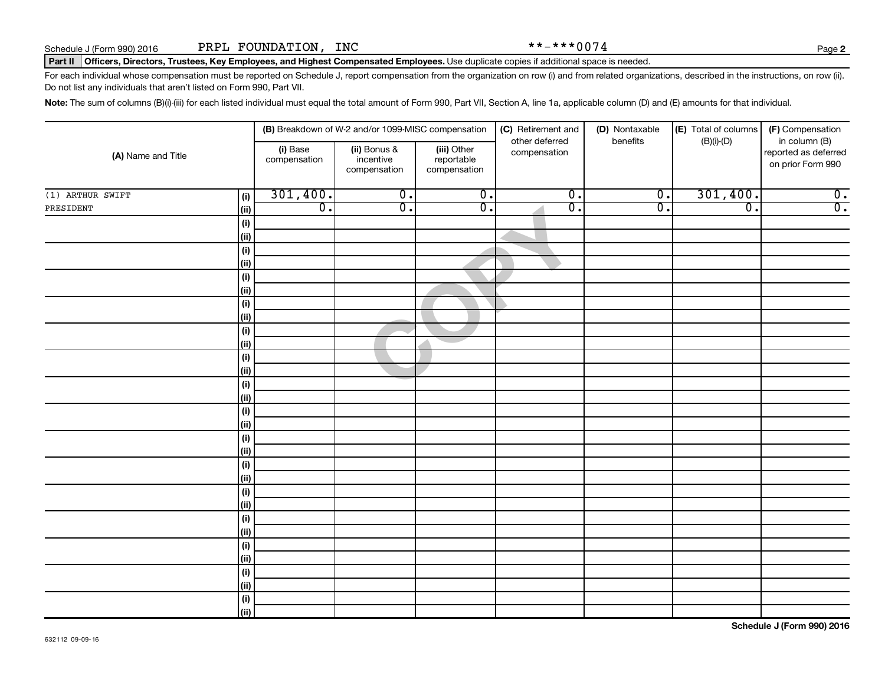Schedule J (Form 990) 2016 PRPL FOUNDATION, INC **-***0074

**Part II** **Officers, Directors, Trustees, Key Employees, and Highest Compensated Employees.** Use duplicate copies if additional space is needed.

For each individual whose compensation must be reported on Schedule J, report compensation from the organization on row (i) and from related organizations, described in the instructions, on row (ii). Do not list any individuals that aren't listed on Form 990, Part VII.

**Note:** The sum of columns (B)(i)-(iii) for each listed individual must equal the total amount of Form 990, Part VII, Section A, line 1a, applicable column (D) and (E) amounts for that individual.

| (A) Name and Title | | (B) Breakdown of W-2 and/or 1099-MISC compensation | | | (C) Retirement and other deferred compensation | (D) Nontaxable benefits | (E) Total of columns (B)(i)-(D) | (F) Compensation in column (B) reported as deferred on prior Form 990 |
|---|---|---|---|---|---|---|---|---|
| | | (i) Base compensation | (ii) Bonus & incentive compensation | (iii) Other reportable compensation | | | | |
| (1) ARTHUR SWIFT | (i) | 301,400. | 0. | 0. | 0. | 0. | 301,400. | 0. |
| PRESIDENT | (ii) | 0. | 0. | 0. | 0. | 0. | 0. | 0. |
| | (i) | | | | | | | |
| | (ii) | | | | | | | |
| | (i) | | | | | | | |
| | (ii) | | | | | | | |
| | (i) | | | | | | | |
| | (ii) | | | | | | | |
| | (i) | | | | | | | |
| | (ii) | | | | | | | |
| | (i) | | | | | | | |
| | (ii) | | | | | | | |
| | (i) | | | | | | | |
| | (ii) | | | | | | | |
| | (i) | | | | | | | |
| | (ii) | | | | | | | |
| | (i) | | | | | | | |
| | (ii) | | | | | | | |
| | (i) | | | | | | | |
| | (ii) | | | | | | | |
| | (i) | | | | | | | |
| | (ii) | | | | | | | |
| | (i) | | | | | | | |
| | (ii) | | | | | | | |
| | (i) | | | | | | | |
| | (ii) | | | | | | | |
| | (i) | | | | | | | |
| | (ii) | | | | | | | |
| | (i) | | | | | | | |
| | (ii) | | | | | | | |
| | (i) | | | | | | | |
| | (ii) | | | | | | | |

632112 09-09-16

**Schedule J (Form 990) 2016**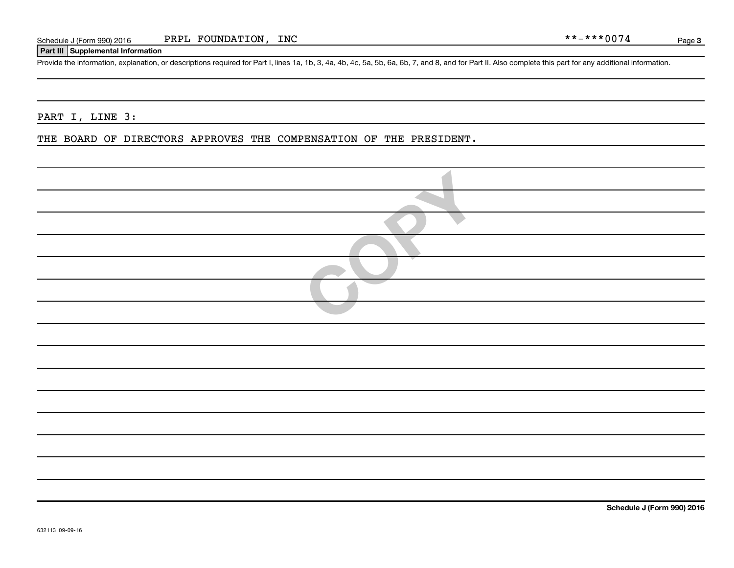## Part III Supplemental Information

Provide the information, explanation, or descriptions required for Part I, lines 1a, 1b, 3, 4a, 4b, 4c, 5a, 5b, 6a, 6b, 7, and 8, and for Part II. Also complete this part for any additional information.

PART I, LINE 3:

THE BOARD OF DIRECTORS APPROVES THE COMPENSATION OF THE PRESIDENT.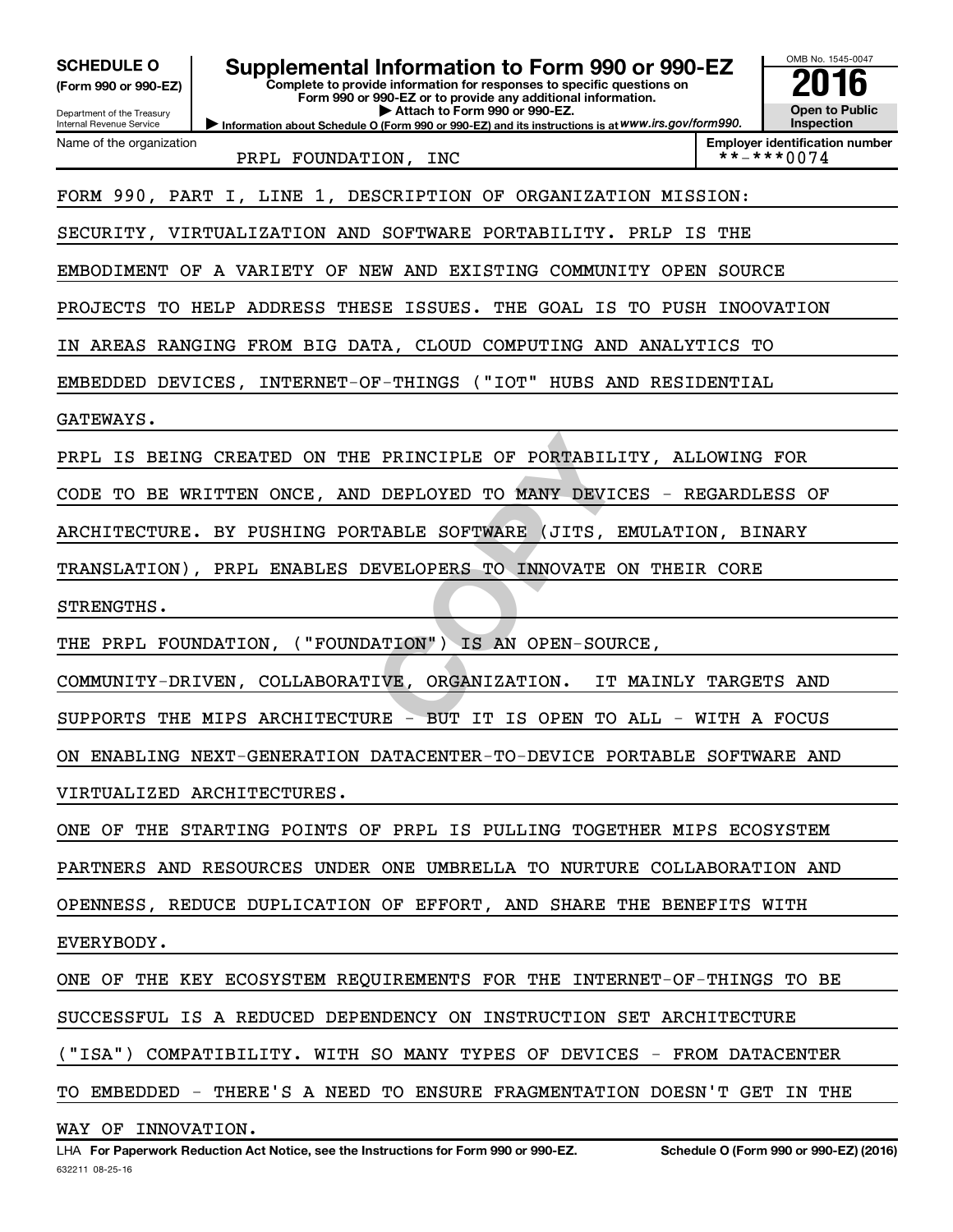**SCHEDULE O**
**(Form 990 or 990-EZ)**

Department of the Treasury
Internal Revenue Service

# Supplemental Information to Form 990 or 990-EZ

**Complete to provide information for responses to specific questions on Form 990 or 990-EZ or to provide any additional information.**
▶ **Attach to Form 990 or 990-EZ.**
▶ **Information about Schedule O (Form 990 or 990-EZ) and its instructions is at** *www.irs.gov/form990.*

OMB No. 1545-0047
**2016**
**Open to Public Inspection**

| Name of the organization | Employer identification number |
|---|---|
| PRPL FOUNDATION, INC | **-***0074 |

FORM 990, PART I, LINE 1, DESCRIPTION OF ORGANIZATION MISSION:

SECURITY, VIRTUALIZATION AND SOFTWARE PORTABILITY. PRLP IS THE EMBODIMENT OF A VARIETY OF NEW AND EXISTING COMMUNITY OPEN SOURCE PROJECTS TO HELP ADDRESS THESE ISSUES. THE GOAL IS TO PUSH INOOVATION IN AREAS RANGING FROM BIG DATA, CLOUD COMPUTING AND ANALYTICS TO EMBEDDED DEVICES, INTERNET-OF-THINGS ("IOT" HUBS AND RESIDENTIAL GATEWAYS.

PRPL IS BEING CREATED ON THE PRINCIPLE OF PORTABILITY, ALLOWING FOR CODE TO BE WRITTEN ONCE, AND DEPLOYED TO MANY DEVICES - REGARDLESS OF ARCHITECTURE. BY PUSHING PORTABLE SOFTWARE (JITS, EMULATION, BINARY TRANSLATION), PRPL ENABLES DEVELOPERS TO INNOVATE ON THEIR CORE STRENGTHS.

THE PRPL FOUNDATION, ("FOUNDATION") IS AN OPEN-SOURCE, COMMUNITY-DRIVEN, COLLABORATIVE, ORGANIZATION. IT MAINLY TARGETS AND SUPPORTS THE MIPS ARCHITECTURE - BUT IT IS OPEN TO ALL - WITH A FOCUS ON ENABLING NEXT-GENERATION DATACENTER-TO-DEVICE PORTABLE SOFTWARE AND VIRTUALIZED ARCHITECTURES.

ONE OF THE STARTING POINTS OF PRPL IS PULLING TOGETHER MIPS ECOSYSTEM PARTNERS AND RESOURCES UNDER ONE UMBRELLA TO NURTURE COLLABORATION AND OPENNESS, REDUCE DUPLICATION OF EFFORT, AND SHARE THE BENEFITS WITH EVERYBODY.

ONE OF THE KEY ECOSYSTEM REQUIREMENTS FOR THE INTERNET-OF-THINGS TO BE SUCCESSFUL IS A REDUCED DEPENDENCY ON INSTRUCTION SET ARCHITECTURE ("ISA") COMPATIBILITY. WITH SO MANY TYPES OF DEVICES - FROM DATACENTER TO EMBEDDED - THERE'S A NEED TO ENSURE FRAGMENTATION DOESN'T GET IN THE WAY OF INNOVATION.

LHA **For Paperwork Reduction Act Notice, see the Instructions for Form 990 or 990-EZ.** **Schedule O (Form 990 or 990-EZ) (2016)**
632211 08-25-16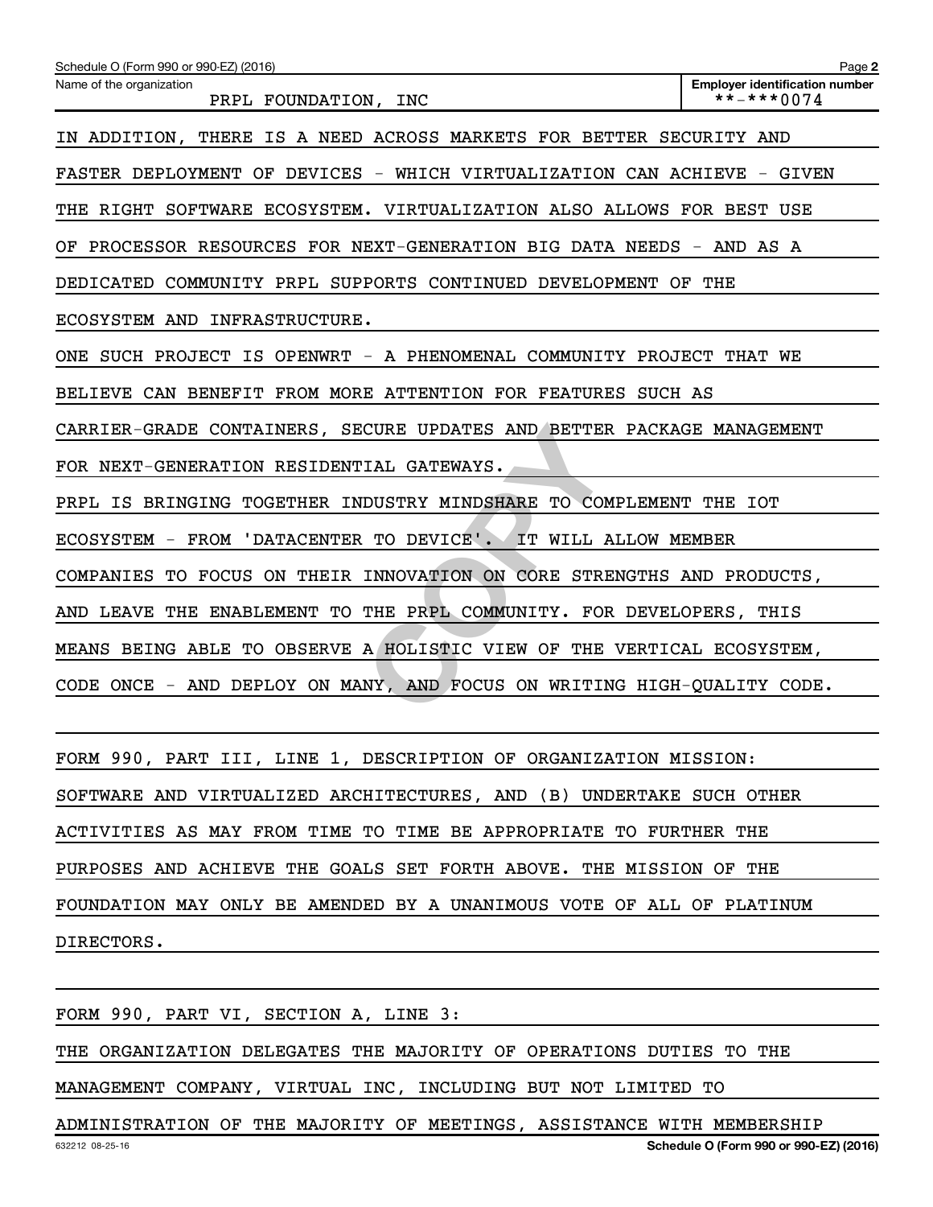IN ADDITION, THERE IS A NEED ACROSS MARKETS FOR BETTER SECURITY AND FASTER DEPLOYMENT OF DEVICES - WHICH VIRTUALIZATION CAN ACHIEVE - GIVEN THE RIGHT SOFTWARE ECOSYSTEM. VIRTUALIZATION ALSO ALLOWS FOR BEST USE OF PROCESSOR RESOURCES FOR NEXT-GENERATION BIG DATA NEEDS - AND AS A DEDICATED COMMUNITY PRPL SUPPORTS CONTINUED DEVELOPMENT OF THE ECOSYSTEM AND INFRASTRUCTURE.

ONE SUCH PROJECT IS OPENWRT - A PHENOMENAL COMMUNITY PROJECT THAT WE BELIEVE CAN BENEFIT FROM MORE ATTENTION FOR FEATURES SUCH AS CARRIER-GRADE CONTAINERS, SECURE UPDATES AND BETTER PACKAGE MANAGEMENT FOR NEXT-GENERATION RESIDENTIAL GATEWAYS.

PRPL IS BRINGING TOGETHER INDUSTRY MINDSHARE TO COMPLEMENT THE IOT ECOSYSTEM - FROM 'DATACENTER TO DEVICE'. IT WILL ALLOW MEMBER COMPANIES TO FOCUS ON THEIR INNOVATION ON CORE STRENGTHS AND PRODUCTS, AND LEAVE THE ENABLEMENT TO THE PRPL COMMUNITY. FOR DEVELOPERS, THIS MEANS BEING ABLE TO OBSERVE A HOLISTIC VIEW OF THE VERTICAL ECOSYSTEM, CODE ONCE - AND DEPLOY ON MANY, AND FOCUS ON WRITING HIGH-QUALITY CODE.

FORM 990, PART III, LINE 1, DESCRIPTION OF ORGANIZATION MISSION:

SOFTWARE AND VIRTUALIZED ARCHITECTURES, AND (B) UNDERTAKE SUCH OTHER ACTIVITIES AS MAY FROM TIME TO TIME BE APPROPRIATE TO FURTHER THE PURPOSES AND ACHIEVE THE GOALS SET FORTH ABOVE. THE MISSION OF THE FOUNDATION MAY ONLY BE AMENDED BY A UNANIMOUS VOTE OF ALL OF PLATINUM DIRECTORS.

FORM 990, PART VI, SECTION A, LINE 3:

THE ORGANIZATION DELEGATES THE MAJORITY OF OPERATIONS DUTIES TO THE MANAGEMENT COMPANY, VIRTUAL INC, INCLUDING BUT NOT LIMITED TO ADMINISTRATION OF THE MAJORITY OF MEETINGS, ASSISTANCE WITH MEMBERSHIP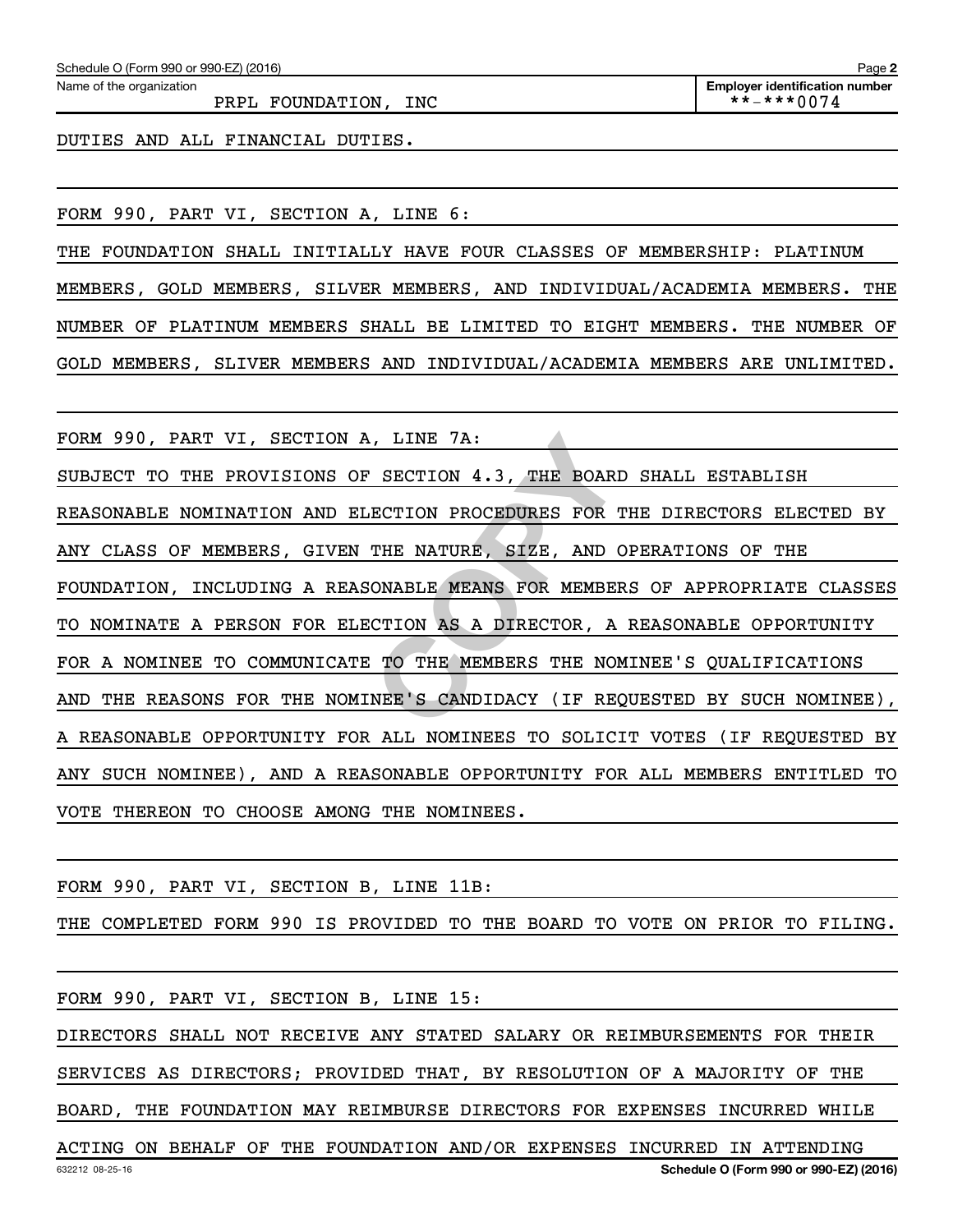DUTIES AND ALL FINANCIAL DUTIES.

FORM 990, PART VI, SECTION A, LINE 6:

THE FOUNDATION SHALL INITIALLY HAVE FOUR CLASSES OF MEMBERSHIP: PLATINUM MEMBERS, GOLD MEMBERS, SILVER MEMBERS, AND INDIVIDUAL/ACADEMIA MEMBERS. THE NUMBER OF PLATINUM MEMBERS SHALL BE LIMITED TO EIGHT MEMBERS. THE NUMBER OF GOLD MEMBERS, SLIVER MEMBERS AND INDIVIDUAL/ACADEMIA MEMBERS ARE UNLIMITED.

FORM 990, PART VI, SECTION A, LINE 7A:

SUBJECT TO THE PROVISIONS OF SECTION 4.3, THE BOARD SHALL ESTABLISH REASONABLE NOMINATION AND ELECTION PROCEDURES FOR THE DIRECTORS ELECTED BY ANY CLASS OF MEMBERS, GIVEN THE NATURE, SIZE, AND OPERATIONS OF THE FOUNDATION, INCLUDING A REASONABLE MEANS FOR MEMBERS OF APPROPRIATE CLASSES TO NOMINATE A PERSON FOR ELECTION AS A DIRECTOR, A REASONABLE OPPORTUNITY FOR A NOMINEE TO COMMUNICATE TO THE MEMBERS THE NOMINEE'S QUALIFICATIONS AND THE REASONS FOR THE NOMINEE'S CANDIDACY (IF REQUESTED BY SUCH NOMINEE), A REASONABLE OPPORTUNITY FOR ALL NOMINEES TO SOLICIT VOTES (IF REQUESTED BY ANY SUCH NOMINEE), AND A REASONABLE OPPORTUNITY FOR ALL MEMBERS ENTITLED TO VOTE THEREON TO CHOOSE AMONG THE NOMINEES.

FORM 990, PART VI, SECTION B, LINE 11B:

THE COMPLETED FORM 990 IS PROVIDED TO THE BOARD TO VOTE ON PRIOR TO FILING.

FORM 990, PART VI, SECTION B, LINE 15:

DIRECTORS SHALL NOT RECEIVE ANY STATED SALARY OR REIMBURSEMENTS FOR THEIR SERVICES AS DIRECTORS; PROVIDED THAT, BY RESOLUTION OF A MAJORITY OF THE BOARD, THE FOUNDATION MAY REIMBURSE DIRECTORS FOR EXPENSES INCURRED WHILE ACTING ON BEHALF OF THE FOUNDATION AND/OR EXPENSES INCURRED IN ATTENDING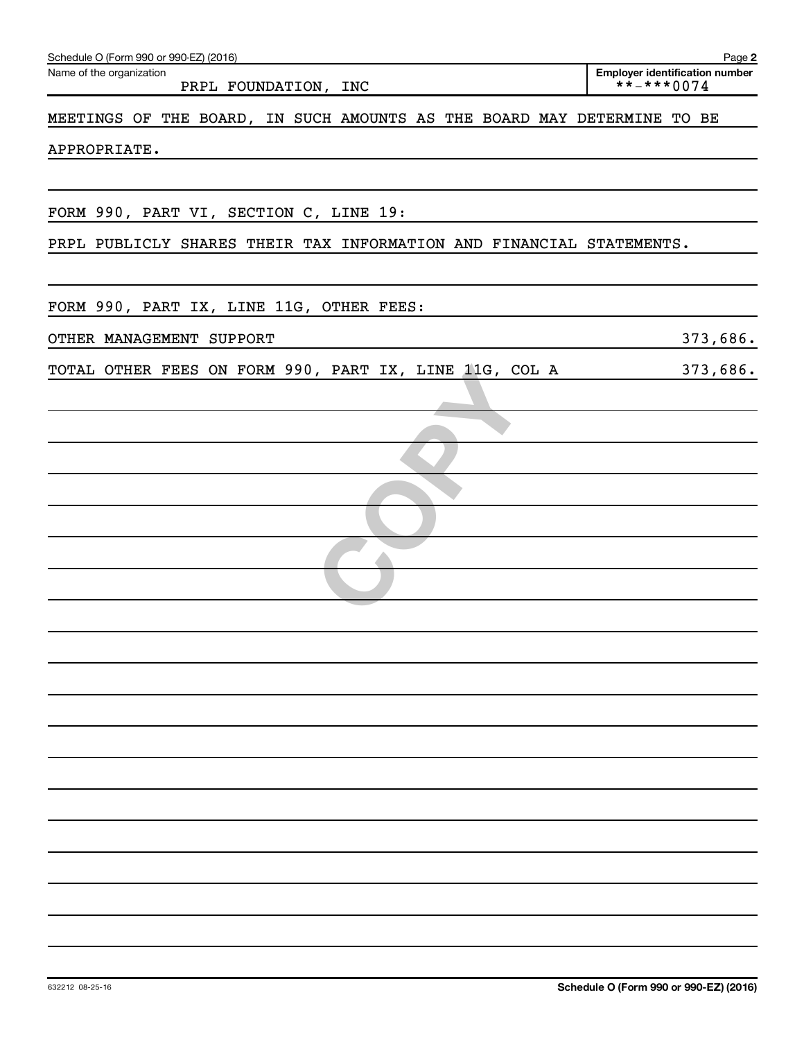Name of the organization: PRPL FOUNDATION, INC

Employer identification number: **-***0074

MEETINGS OF THE BOARD, IN SUCH AMOUNTS AS THE BOARD MAY DETERMINE TO BE APPROPRIATE.

FORM 990, PART VI, SECTION C, LINE 19:

PRPL PUBLICLY SHARES THEIR TAX INFORMATION AND FINANCIAL STATEMENTS.

FORM 990, PART IX, LINE 11G, OTHER FEES:

| | |
|---|---|
| OTHER MANAGEMENT SUPPORT | 373,686. |
| TOTAL OTHER FEES ON FORM 990, PART IX, LINE 11G, COL A | 373,686. |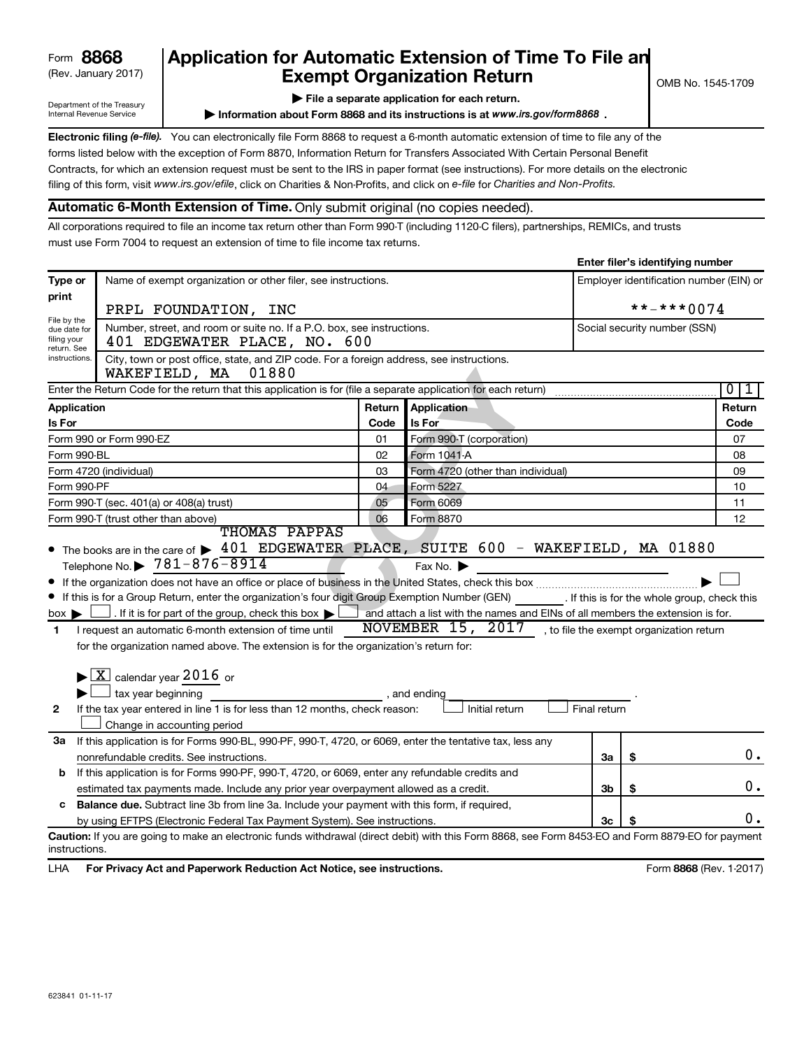Form **8868**
(Rev. January 2017)

Department of the Treasury
Internal Revenue Service

# Application for Automatic Extension of Time To File an Exempt Organization Return

▶ **File a separate application for each return.**

▶ **Information about Form 8868 and its instructions is at** ***www.irs.gov/form8868*** **.**

OMB No. 1545-1709

**Electronic filing** ***(e-file).*** You can electronically file Form 8868 to request a 6-month automatic extension of time to file any of the forms listed below with the exception of Form 8870, Information Return for Transfers Associated With Certain Personal Benefit Contracts, for which an extension request must be sent to the IRS in paper format (see instructions). For more details on the electronic filing of this form, visit *www.irs.gov/efile*, click on Charities & Non-Profits, and click on *e-file* for *Charities and Non-Profits.*

## Automatic 6-Month Extension of Time. Only submit original (no copies needed).

All corporations required to file an income tax return other than Form 990-T (including 1120-C filers), partnerships, REMICs, and trusts must use Form 7004 to request an extension of time to file income tax returns.

**Enter filer's identifying number**

| Type or print | | |
|---|---|---|
| File by the due date for filing your return. See instructions. | Name of exempt organization or other filer, see instructions.<br>PRPL FOUNDATION, INC | Employer identification number (EIN) or<br>\*\*-\*\*\*0074 |
| | Number, street, and room or suite no. If a P.O. box, see instructions.<br>401 EDGEWATER PLACE, NO. 600 | Social security number (SSN) |
| | City, town or post office, state, and ZIP code. For a foreign address, see instructions.<br>WAKEFIELD, MA 01880 | |

Enter the Return Code for the return that this application is for (file a separate application for each return) ..... 0 1

| Application Is For | Return Code | Application Is For | Return Code |
|---|---|---|---|
| Form 990 or Form 990-EZ | 01 | Form 990-T (corporation) | 07 |
| Form 990-BL | 02 | Form 1041-A | 08 |
| Form 4720 (individual) | 03 | Form 4720 (other than individual) | 09 |
| Form 990-PF | 04 | Form 5227 | 10 |
| Form 990-T (sec. 401(a) or 408(a) trust) | 05 | Form 6069 | 11 |
| Form 990-T (trust other than above) | 06 | Form 8870 | 12 |

- The books are in the care of ▶ THOMAS PAPPAS 401 EDGEWATER PLACE, SUITE 600 - WAKEFIELD, MA 01880
  Telephone No. ▶ 781-876-8914 Fax No. ▶
- If the organization does not have an office or place of business in the United States, check this box ..... ▶ ☐
- If this is for a Group Return, enter the organization's four digit Group Exemption Number (GEN) ______ . If this is for the whole group, check this box ▶ ☐ . If it is for part of the group, check this box ▶ ☐ and attach a list with the names and EINs of all members the extension is for.

**1** I request an automatic 6-month extension of time until NOVEMBER 15, 2017 , to file the exempt organization return for the organization named above. The extension is for the organization's return for:

▶ ☒ calendar year 2016 or

▶ ☐ tax year beginning ______________ , and ending ______________ .

**2** If the tax year entered in line 1 is for less than 12 months, check reason: ☐ Initial return ☐ Final return ☐ Change in accounting period

| | | | | |
|---|---|---|---|---|
| **3a** | If this application is for Forms 990-BL, 990-PF, 990-T, 4720, or 6069, enter the tentative tax, less any nonrefundable credits. See instructions. | **3a** | $ | 0. |
| **b** | If this application is for Forms 990-PF, 990-T, 4720, or 6069, enter any refundable credits and estimated tax payments made. Include any prior year overpayment allowed as a credit. | **3b** | $ | 0. |
| **c** | **Balance due.** Subtract line 3b from line 3a. Include your payment with this form, if required, by using EFTPS (Electronic Federal Tax Payment System). See instructions. | **3c** | $ | 0. |

**Caution:** If you are going to make an electronic funds withdrawal (direct debit) with this Form 8868, see Form 8453-EO and Form 8879-EO for payment instructions.

LHA **For Privacy Act and Paperwork Reduction Act Notice, see instructions.** Form **8868** (Rev. 1-2017)

623841 01-11-17